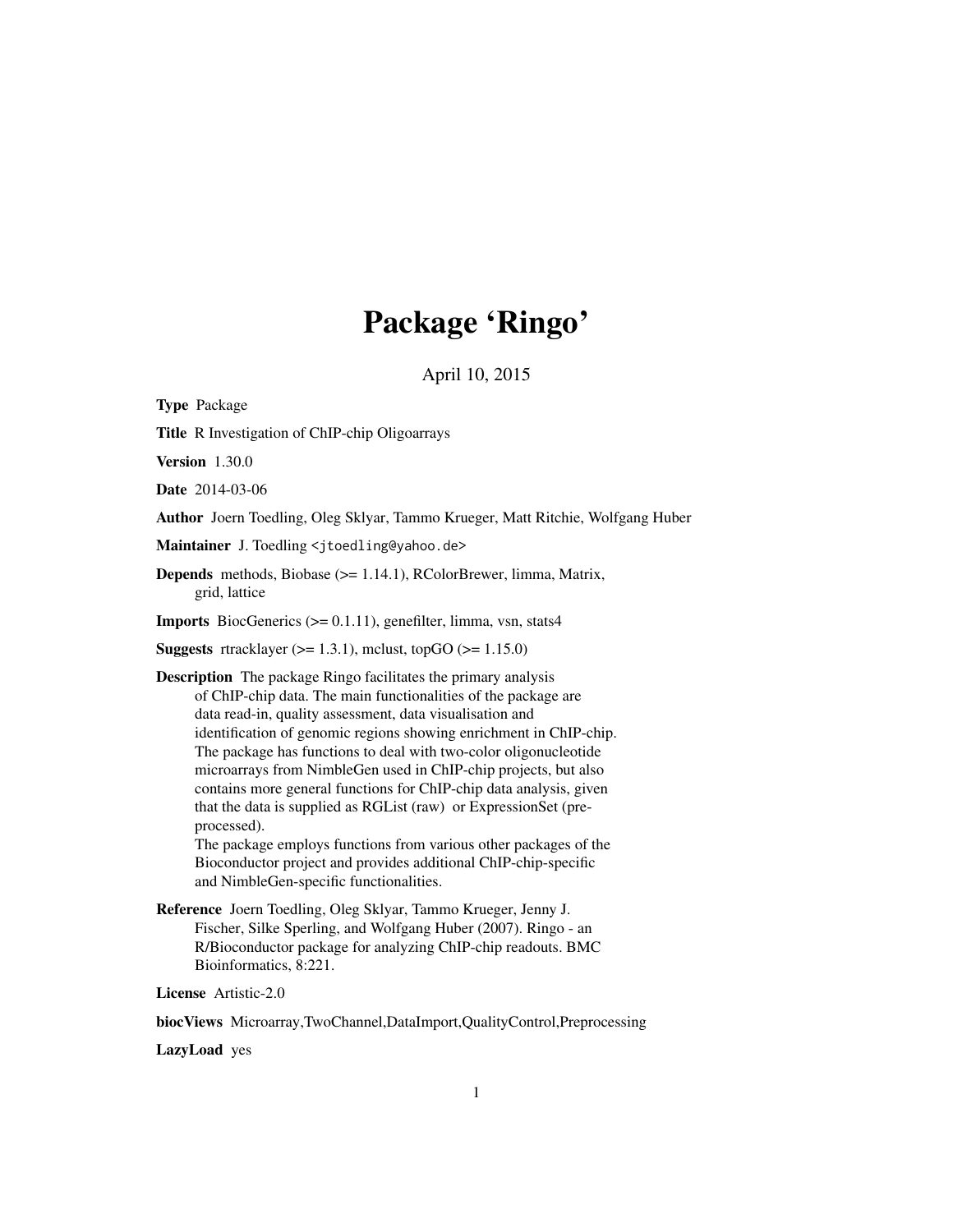# Package 'Ringo'

April 10, 2015

**Type** Package

**Title** R Investigation of ChIP-chip Oligoarrays

**Version** 1.30.0

**Date** 2014-03-06

**Author** Joern Toedling, Oleg Sklyar, Tammo Krueger, Matt Ritchie, Wolfgang Huber

**Maintainer** J. Toedling <jtoedling@yahoo.de>

**Depends** methods, Biobase (>= 1.14.1), RColorBrewer, limma, Matrix, grid, lattice

**Imports** BiocGenerics (>= 0.1.11), genefilter, limma, vsn, stats4

**Suggests** rtracklayer (>= 1.3.1), mclust, topGO (>= 1.15.0)

**Description** The package Ringo facilitates the primary analysis of ChIP-chip data. The main functionalities of the package are data read-in, quality assessment, data visualisation and identification of genomic regions showing enrichment in ChIP-chip. The package has functions to deal with two-color oligonucleotide microarrays from NimbleGen used in ChIP-chip projects, but also contains more general functions for ChIP-chip data analysis, given that the data is supplied as RGList (raw) or ExpressionSet (pre-processed).
The package employs functions from various other packages of the Bioconductor project and provides additional ChIP-chip-specific and NimbleGen-specific functionalities.

**Reference** Joern Toedling, Oleg Sklyar, Tammo Krueger, Jenny J. Fischer, Silke Sperling, and Wolfgang Huber (2007). Ringo - an R/Bioconductor package for analyzing ChIP-chip readouts. BMC Bioinformatics, 8:221.

**License** Artistic-2.0

**biocViews** Microarray,TwoChannel,DataImport,QualityControl,Preprocessing

**LazyLoad** yes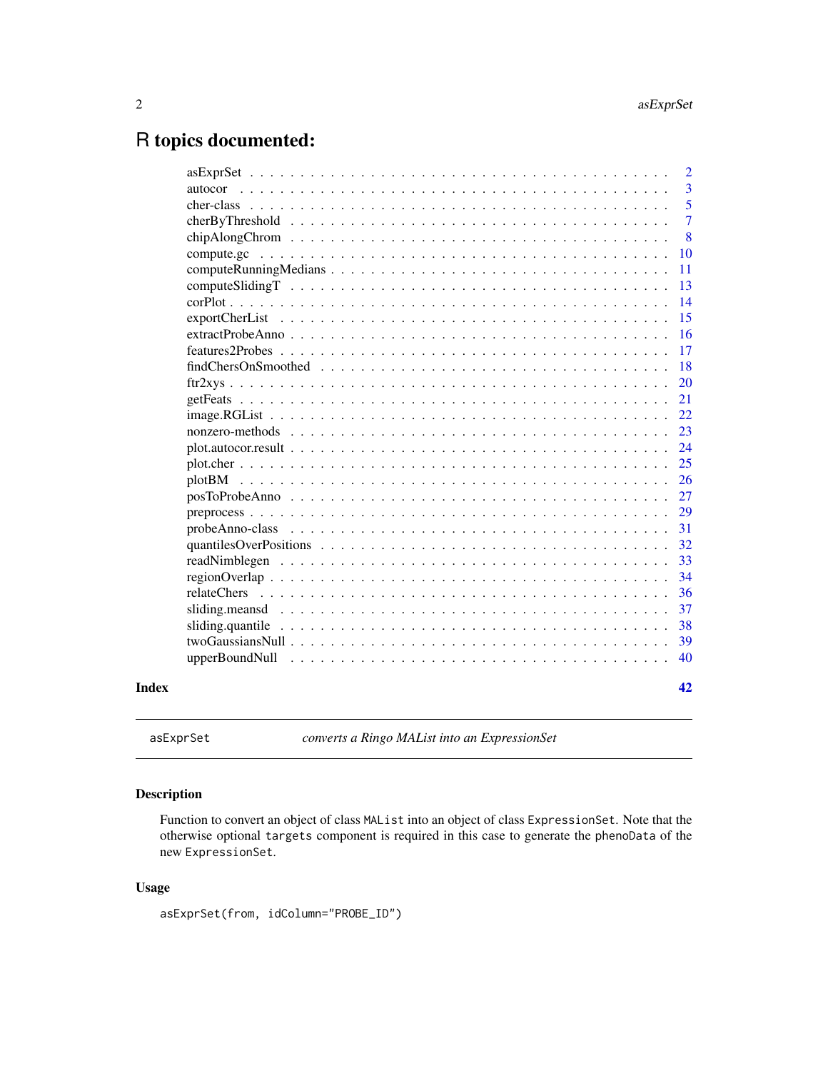# R topics documented:

| | |
|---|---|
| asExprSet | 2 |
| autocor | 3 |
| cher-class | 5 |
| cherByThreshold | 7 |
| chipAlongChrom | 8 |
| compute.gc | 10 |
| computeRunningMedians | 11 |
| computeSlidingT | 13 |
| corPlot | 14 |
| exportCherList | 15 |
| extractProbeAnno | 16 |
| features2Probes | 17 |
| findChersOnSmoothed | 18 |
| ftr2xys | 20 |
| getFeats | 21 |
| image.RGList | 22 |
| nonzero-methods | 23 |
| plot.autocor.result | 24 |
| plot.cher | 25 |
| plotBM | 26 |
| posToProbeAnno | 27 |
| preprocess | 29 |
| probeAnno-class | 31 |
| quantilesOverPositions | 32 |
| readNimblegen | 33 |
| regionOverlap | 34 |
| relateChers | 36 |
| sliding.meansd | 37 |
| sliding.quantile | 38 |
| twoGaussiansNull | 39 |
| upperBoundNull | 40 |
| **Index** | **42** |

---

`asExprSet` *converts a Ringo MAList into an ExpressionSet*

---

### Description

Function to convert an object of class `MAList` into an object of class `ExpressionSet`. Note that the otherwise optional `targets` component is required in this case to generate the `phenoData` of the new `ExpressionSet`.

### Usage

```
asExprSet(from, idColumn="PROBE_ID")
```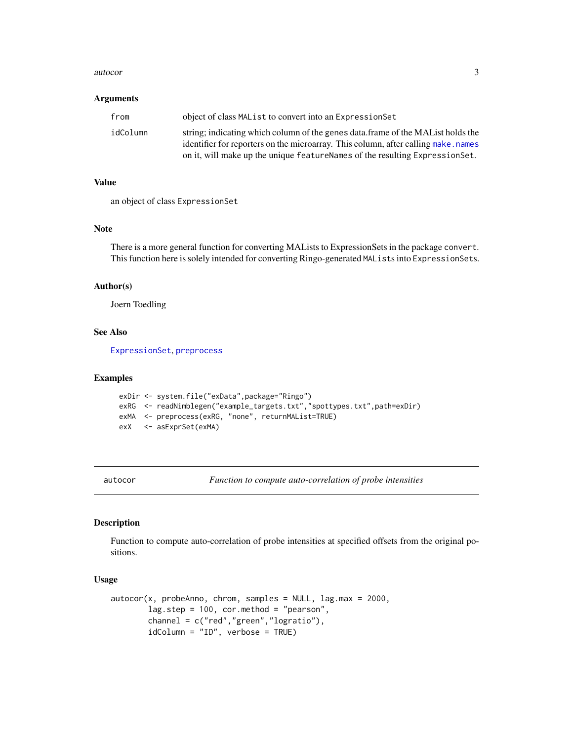## Arguments

| | |
|---|---|
| from | object of class `MAList` to convert into an `ExpressionSet` |
| idColumn | string; indicating which column of the genes data.frame of the MAList holds the identifier for reporters on the microarray. This column, after calling `make.names` on it, will make up the unique `featureNames` of the resulting `ExpressionSet`. |

## Value

an object of class `ExpressionSet`

## Note

There is a more general function for converting MALists to ExpressionSets in the package `convert`. This function here is solely intended for converting Ringo-generated `MALists` into `ExpressionSets`.

## Author(s)

Joern Toedling

## See Also

`ExpressionSet`, `preprocess`

## Examples

```
exDir <- system.file("exData",package="Ringo")
exRG  <- readNimblegen("example_targets.txt","spottypes.txt",path=exDir)
exMA  <- preprocess(exRG, "none", returnMAList=TRUE)
exX   <- asExprSet(exMA)
```

---

# autocor — *Function to compute auto-correlation of probe intensities*

## Description

Function to compute auto-correlation of probe intensities at specified offsets from the original positions.

## Usage

```
autocor(x, probeAnno, chrom, samples = NULL, lag.max = 2000,
        lag.step = 100, cor.method = "pearson",
        channel = c("red","green","logratio"),
        idColumn = "ID", verbose = TRUE)
```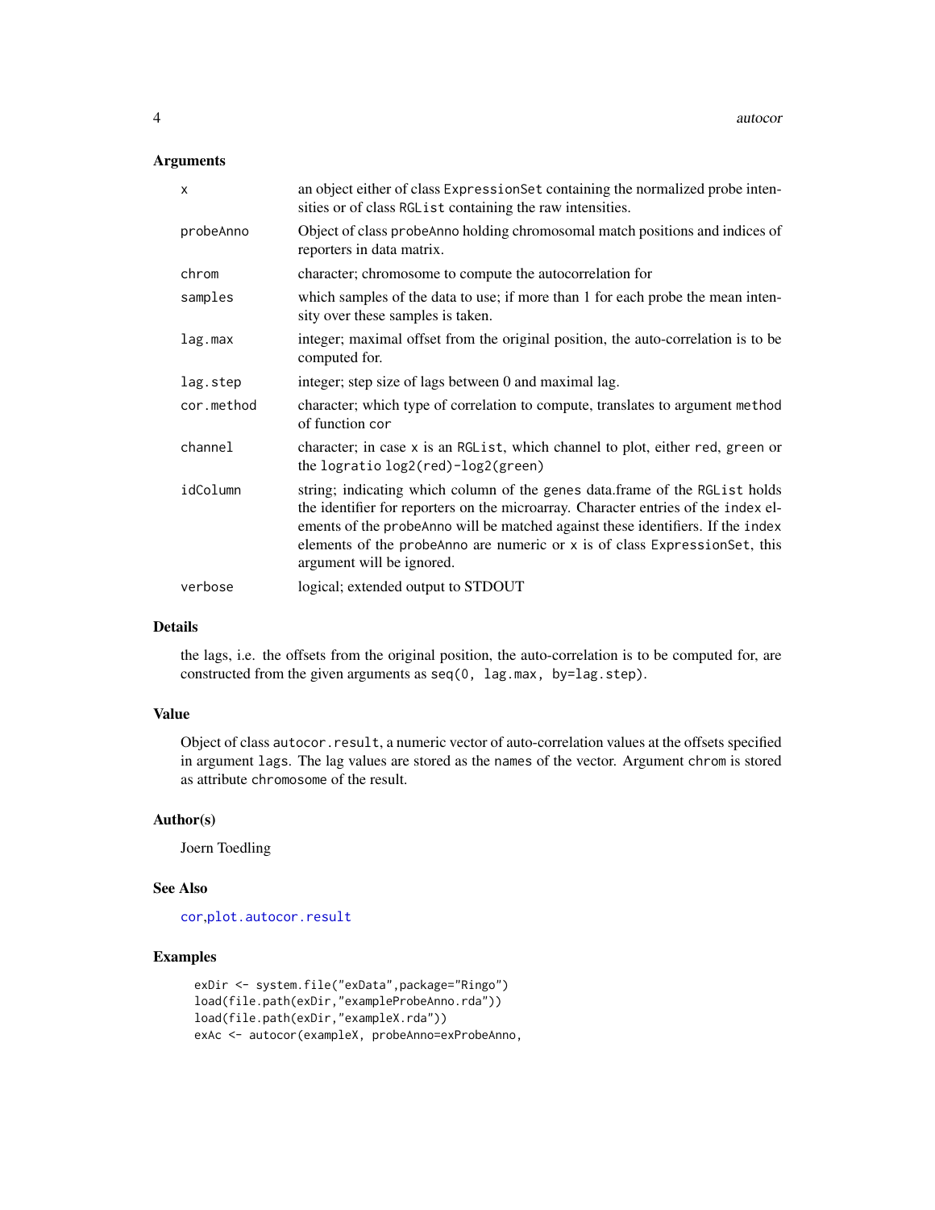## Arguments

| | |
|---|---|
| `x` | an object either of class `ExpressionSet` containing the normalized probe intensities or of class `RGList` containing the raw intensities. |
| `probeAnno` | Object of class `probeAnno` holding chromosomal match positions and indices of reporters in data matrix. |
| `chrom` | character; chromosome to compute the autocorrelation for |
| `samples` | which samples of the data to use; if more than 1 for each probe the mean intensity over these samples is taken. |
| `lag.max` | integer; maximal offset from the original position, the auto-correlation is to be computed for. |
| `lag.step` | integer; step size of lags between 0 and maximal lag. |
| `cor.method` | character; which type of correlation to compute, translates to argument `method` of function `cor` |
| `channel` | character; in case `x` is an `RGList`, which channel to plot, either `red`, `green` or the `logratio` `log2(red)-log2(green)` |
| `idColumn` | string; indicating which column of the `genes` data.frame of the `RGList` holds the identifier for reporters on the microarray. Character entries of the `index` elements of the `probeAnno` will be matched against these identifiers. If the `index` elements of the `probeAnno` are numeric or `x` is of class `ExpressionSet`, this argument will be ignored. |
| `verbose` | logical; extended output to STDOUT |

## Details

the lags, i.e. the offsets from the original position, the auto-correlation is to be computed for, are constructed from the given arguments as `seq(0, lag.max, by=lag.step)`.

## Value

Object of class `autocor.result`, a numeric vector of auto-correlation values at the offsets specified in argument `lags`. The lag values are stored as the `names` of the vector. Argument `chrom` is stored as attribute `chromosome` of the result.

## Author(s)

Joern Toedling

## See Also

`cor`,`plot.autocor.result`

## Examples

```
exDir <- system.file("exData",package="Ringo")
load(file.path(exDir,"exampleProbeAnno.rda"))
load(file.path(exDir,"exampleX.rda"))
exAc <- autocor(exampleX, probeAnno=exProbeAnno,
```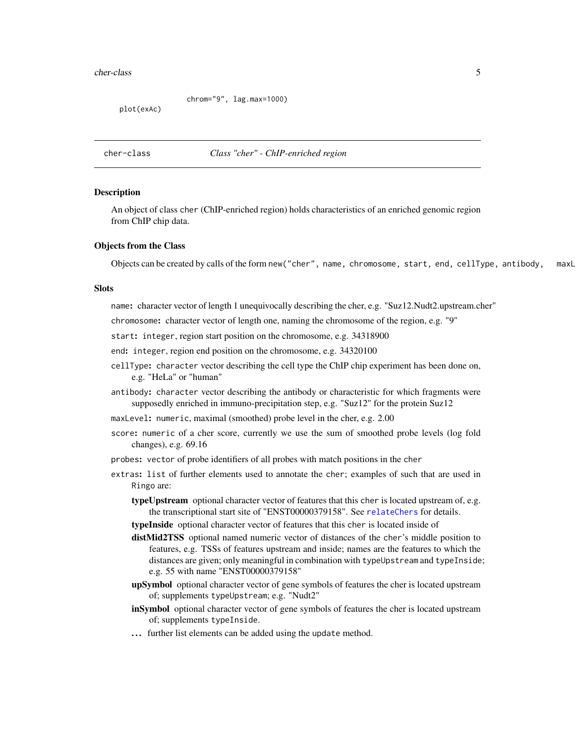```
                chrom="9", lag.max=1000)
plot(exAc)
```

---

cher-class *Class "cher" - ChIP-enriched region*

---

### Description

An object of class cher (ChIP-enriched region) holds characteristics of an enriched genomic region from ChIP chip data.

### Objects from the Class

Objects can be created by calls of the form `new("cher", name, chromosome, start, end, cellType, antibody, maxL`

### Slots

- `name`: character vector of length 1 unequivocally describing the cher, e.g. "Suz12.Nudt2.upstream.cher"
- `chromosome`: character vector of length one, naming the chromosome of the region, e.g. "9"
- `start`: `integer`, region start position on the chromosome, e.g. 34318900
- `end`: `integer`, region end position on the chromosome, e.g. 34320100
- `cellType`: `character` vector describing the cell type the ChIP chip experiment has been done on, e.g. "HeLa" or "human"
- `antibody`: `character` vector describing the antibody or characteristic for which fragments were supposedly enriched in immuno-precipitation step, e.g. "Suz12" for the protein Suz12
- `maxLevel`: `numeric`, maximal (smoothed) probe level in the cher, e.g. 2.00
- `score`: `numeric` of a cher score, currently we use the sum of smoothed probe levels (log fold changes), e.g. 69.16
- `probes`: `vector` of probe identifiers of all probes with match positions in the `cher`
- `extras`: `list` of further elements used to annotate the `cher`; examples of such that are used in `Ringo` are:
  - **typeUpstream** optional character vector of features that this `cher` is located upstream of, e.g. the transcriptional start site of "ENST00000379158". See `relateChers` for details.
  - **typeInside** optional character vector of features that this `cher` is located inside of
  - **distMid2TSS** optional named numeric vector of distances of the `cher`'s middle position to features, e.g. TSSs of features upstream and inside; names are the features to which the distances are given; only meaningful in combination with `typeUpstream` and `typeInside`; e.g. 55 with name "ENST00000379158"
  - **upSymbol** optional character vector of gene symbols of features the cher is located upstream of; supplements `typeUpstream`; e.g. "Nudt2"
  - **inSymbol** optional character vector of gene symbols of features the cher is located upstream of; supplements `typeInside`.
  - **...** further list elements can be added using the `update` method.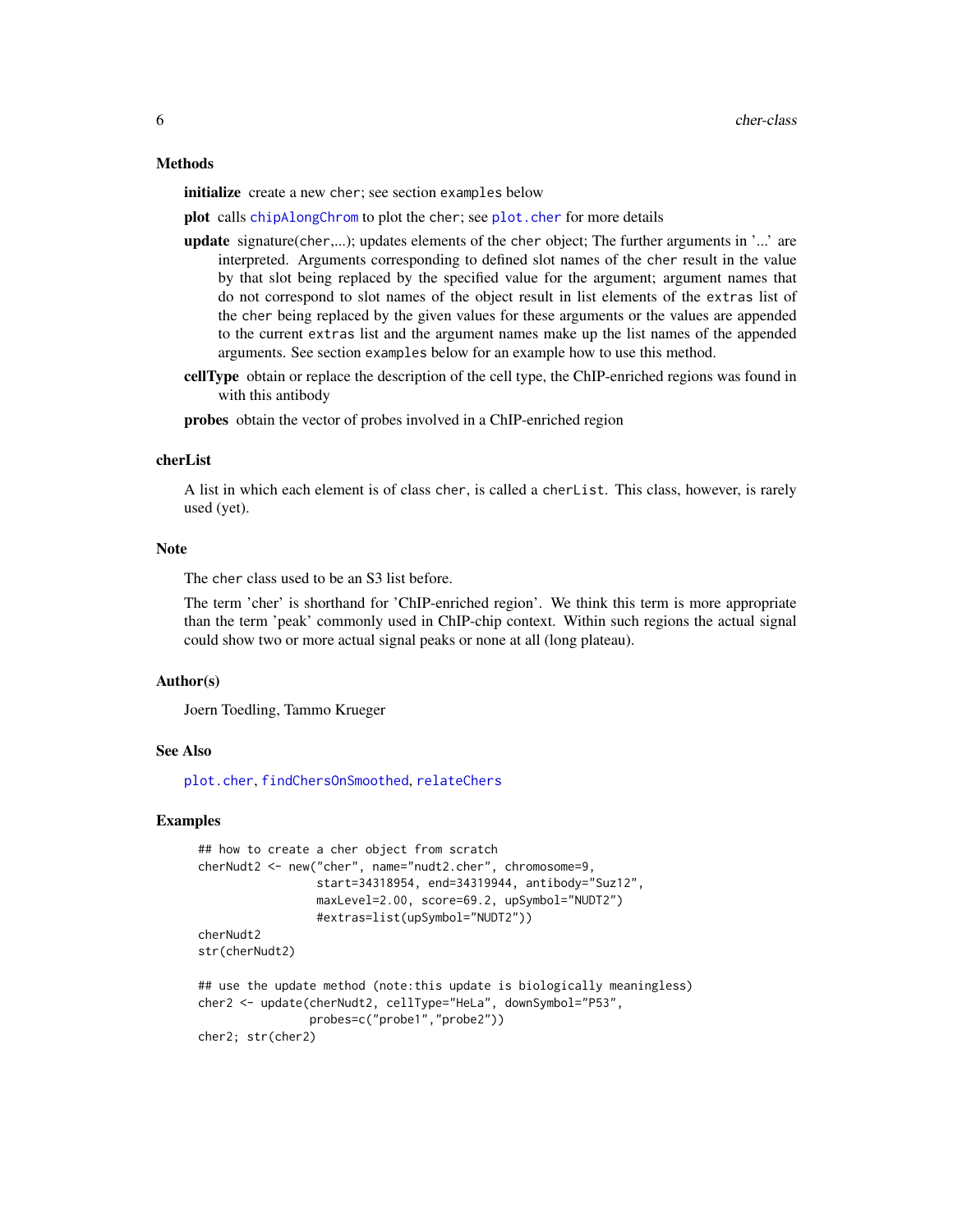## Methods

**initialize** create a new cher; see section examples below

**plot** calls chipAlongChrom to plot the cher; see plot.cher for more details

**update** signature(cher,...); updates elements of the cher object; The further arguments in '...' are interpreted. Arguments corresponding to defined slot names of the cher result in the value by that slot being replaced by the specified value for the argument; argument names that do not correspond to slot names of the object result in list elements of the extras list of the cher being replaced by the given values for these arguments or the values are appended to the current extras list and the argument names make up the list names of the appended arguments. See section examples below for an example how to use this method.

**cellType** obtain or replace the description of the cell type, the ChIP-enriched regions was found in with this antibody

**probes** obtain the vector of probes involved in a ChIP-enriched region

## cherList

A list in which each element is of class cher, is called a cherList. This class, however, is rarely used (yet).

## Note

The cher class used to be an S3 list before.

The term 'cher' is shorthand for 'ChIP-enriched region'. We think this term is more appropriate than the term 'peak' commonly used in ChIP-chip context. Within such regions the actual signal could show two or more actual signal peaks or none at all (long plateau).

## Author(s)

Joern Toedling, Tammo Krueger

## See Also

plot.cher, findChersOnSmoothed, relateChers

## Examples

```
## how to create a cher object from scratch
cherNudt2 <- new("cher", name="nudt2.cher", chromosome=9,
                 start=34318954, end=34319944, antibody="Suz12",
                 maxLevel=2.00, score=69.2, upSymbol="NUDT2")
                 #extras=list(upSymbol="NUDT2"))
cherNudt2
str(cherNudt2)

## use the update method (note:this update is biologically meaningless)
cher2 <- update(cherNudt2, cellType="HeLa", downSymbol="P53",
                probes=c("probe1","probe2"))
cher2; str(cher2)
```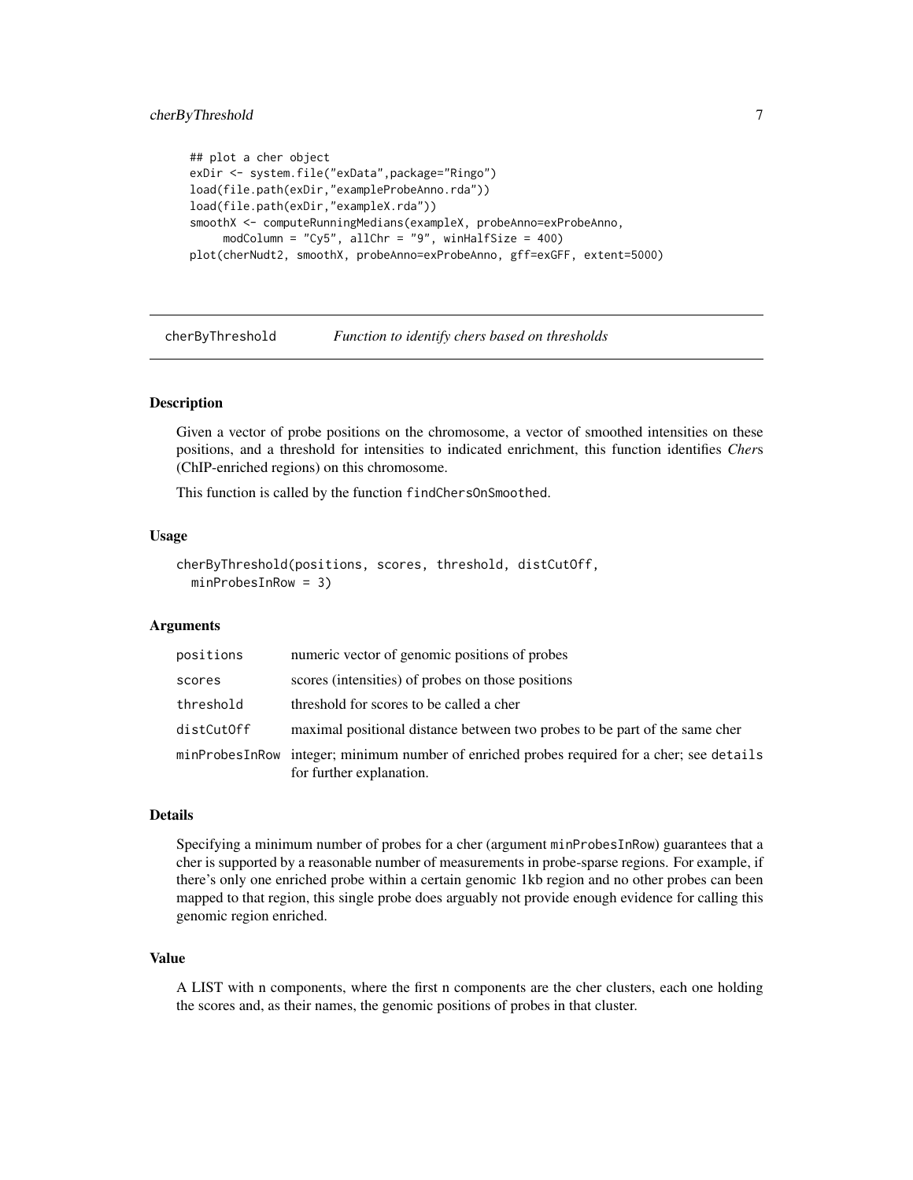```
## plot a cher object
exDir <- system.file("exData",package="Ringo")
load(file.path(exDir,"exampleProbeAnno.rda"))
load(file.path(exDir,"exampleX.rda"))
smoothX <- computeRunningMedians(exampleX, probeAnno=exProbeAnno,
     modColumn = "Cy5", allChr = "9", winHalfSize = 400)
plot(cherNudt2, smoothX, probeAnno=exProbeAnno, gff=exGFF, extent=5000)
```

---

## cherByThreshold — *Function to identify chers based on thresholds*

---

### Description

Given a vector of probe positions on the chromosome, a vector of smoothed intensities on these positions, and a threshold for intensities to indicated enrichment, this function identifies *Cher*s (ChIP-enriched regions) on this chromosome.

This function is called by the function `findChersOnSmoothed`.

### Usage

```
cherByThreshold(positions, scores, threshold, distCutOff,
  minProbesInRow = 3)
```

### Arguments

| | |
|---|---|
| `positions` | numeric vector of genomic positions of probes |
| `scores` | scores (intensities) of probes on those positions |
| `threshold` | threshold for scores to be called a cher |
| `distCutOff` | maximal positional distance between two probes to be part of the same cher |
| `minProbesInRow` | integer; minimum number of enriched probes required for a cher; see `details` for further explanation. |

### Details

Specifying a minimum number of probes for a cher (argument `minProbesInRow`) guarantees that a cher is supported by a reasonable number of measurements in probe-sparse regions. For example, if there's only one enriched probe within a certain genomic 1kb region and no other probes can been mapped to that region, this single probe does arguably not provide enough evidence for calling this genomic region enriched.

### Value

A LIST with n components, where the first n components are the cher clusters, each one holding the scores and, as their names, the genomic positions of probes in that cluster.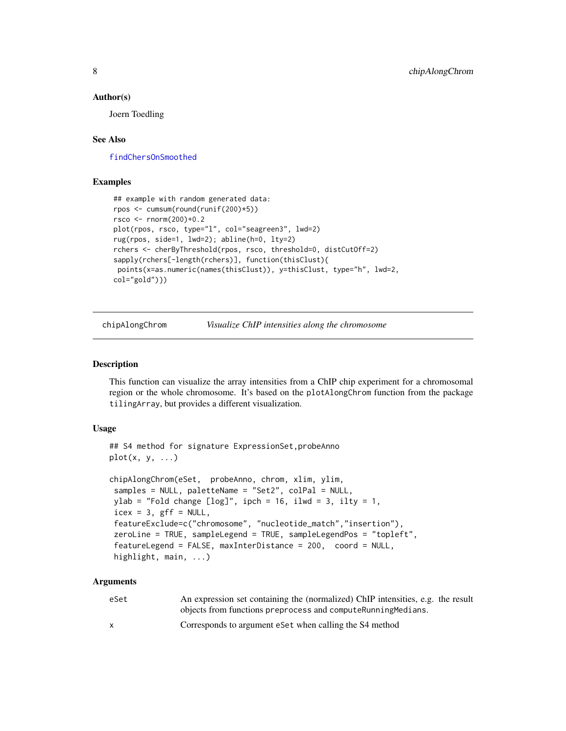### Author(s)

Joern Toedling

### See Also

findChersOnSmoothed

### Examples

```
## example with random generated data:
rpos <- cumsum(round(runif(200)*5))
rsco <- rnorm(200)+0.2
plot(rpos, rsco, type="l", col="seagreen3", lwd=2)
rug(rpos, side=1, lwd=2); abline(h=0, lty=2)
rchers <- cherByThreshold(rpos, rsco, threshold=0, distCutOff=2)
sapply(rchers[-length(rchers)], function(thisClust){
 points(x=as.numeric(names(thisClust)), y=thisClust, type="h", lwd=2,
col="gold")})
```

---

## chipAlongChrom — *Visualize ChIP intensities along the chromosome*

### Description

This function can visualize the array intensities from a ChIP chip experiment for a chromosomal region or the whole chromosome. It's based on the `plotAlongChrom` function from the package `tilingArray`, but provides a different visualization.

### Usage

```
## S4 method for signature ExpressionSet,probeAnno
plot(x, y, ...)

chipAlongChrom(eSet,  probeAnno, chrom, xlim, ylim,
 samples = NULL, paletteName = "Set2", colPal = NULL,
 ylab = "Fold change [log]", ipch = 16, ilwd = 3, ilty = 1,
 icex = 3, gff = NULL,
 featureExclude=c("chromosome", "nucleotide_match","insertion"),
 zeroLine = TRUE, sampleLegend = TRUE, sampleLegendPos = "topleft",
 featureLegend = FALSE, maxInterDistance = 200,  coord = NULL,
 highlight, main, ...)
```

### Arguments

| | |
|---|---|
| eSet | An expression set containing the (normalized) ChIP intensities, e.g. the result objects from functions `preprocess` and `computeRunningMedians`. |
| x | Corresponds to argument `eSet` when calling the S4 method |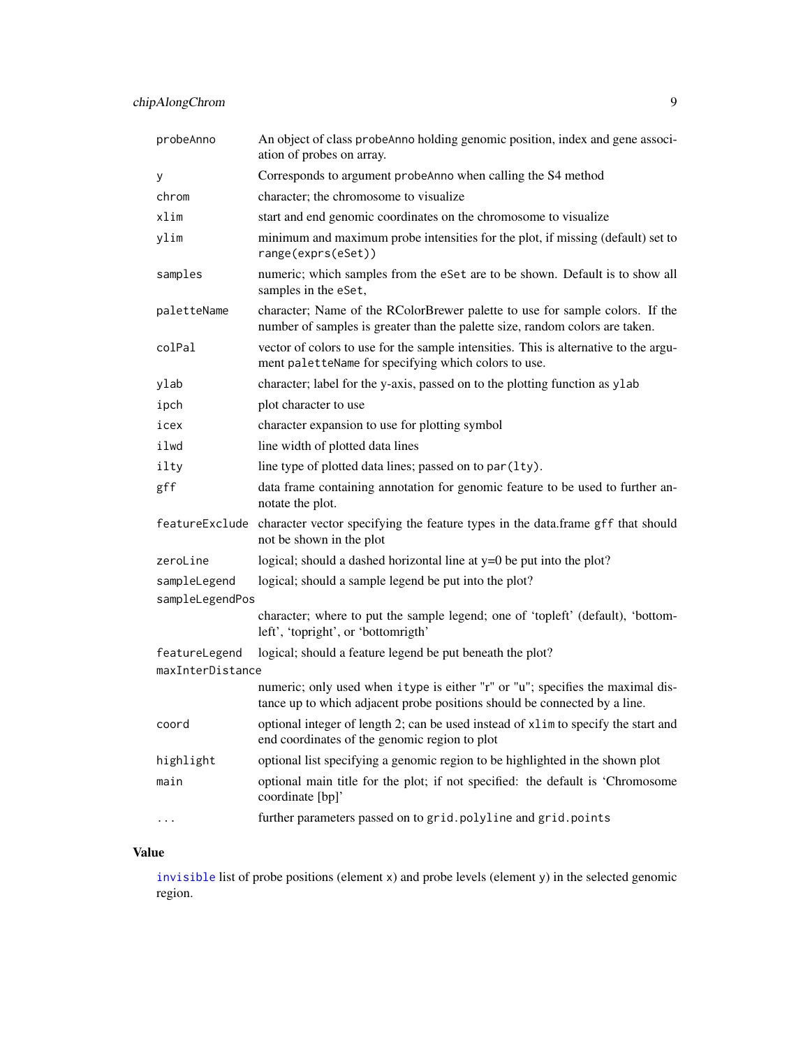| | |
|---|---|
| `probeAnno` | An object of class `probeAnno` holding genomic position, index and gene association of probes on array. |
| `y` | Corresponds to argument `probeAnno` when calling the S4 method |
| `chrom` | character; the chromosome to visualize |
| `xlim` | start and end genomic coordinates on the chromosome to visualize |
| `ylim` | minimum and maximum probe intensities for the plot, if missing (default) set to `range(exprs(eSet))` |
| `samples` | numeric; which samples from the `eSet` are to be shown. Default is to show all samples in the `eSet`, |
| `paletteName` | character; Name of the RColorBrewer palette to use for sample colors. If the number of samples is greater than the palette size, random colors are taken. |
| `colPal` | vector of colors to use for the sample intensities. This is alternative to the argument `paletteName` for specifying which colors to use. |
| `ylab` | character; label for the y-axis, passed on to the plotting function as `ylab` |
| `ipch` | plot character to use |
| `icex` | character expansion to use for plotting symbol |
| `ilwd` | line width of plotted data lines |
| `ilty` | line type of plotted data lines; passed on to `par(lty)`. |
| `gff` | data frame containing annotation for genomic feature to be used to further annotate the plot. |
| `featureExclude` | character vector specifying the feature types in the data.frame `gff` that should not be shown in the plot |
| `zeroLine` | logical; should a dashed horizontal line at y=0 be put into the plot? |
| `sampleLegend` | logical; should a sample legend be put into the plot? |
| `sampleLegendPos` | character; where to put the sample legend; one of 'topleft' (default), 'bottomleft', 'topright', or 'bottomrigth' |
| `featureLegend` | logical; should a feature legend be put beneath the plot? |
| `maxInterDistance` | numeric; only used when `itype` is either "r" or "u"; specifies the maximal distance up to which adjacent probe positions should be connected by a line. |
| `coord` | optional integer of length 2; can be used instead of `xlim` to specify the start and end coordinates of the genomic region to plot |
| `highlight` | optional list specifying a genomic region to be highlighted in the shown plot |
| `main` | optional main title for the plot; if not specified: the default is 'Chromosome coordinate [bp]' |
| `...` | further parameters passed on to `grid.polyline` and `grid.points` |

## Value

`invisible` list of probe positions (element `x`) and probe levels (element `y`) in the selected genomic region.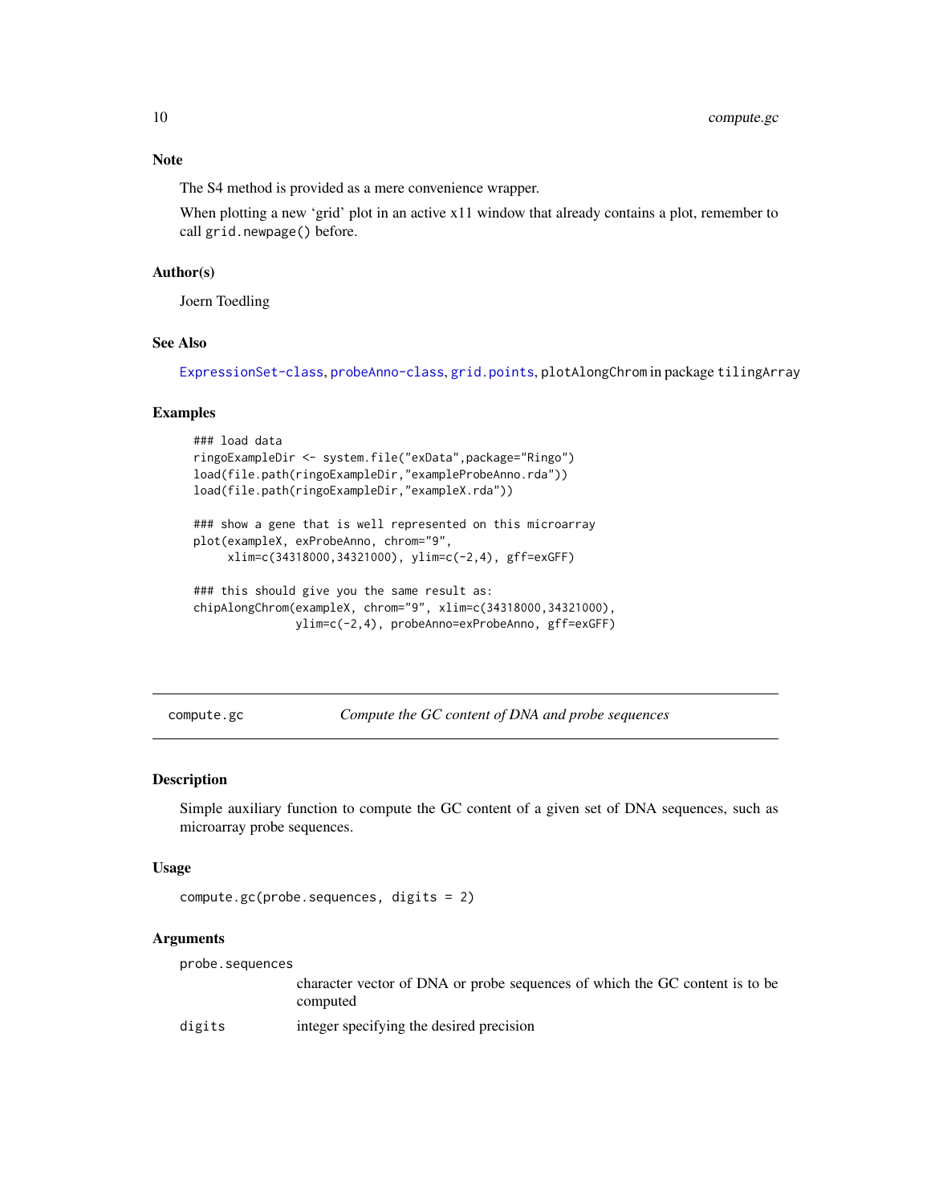## Note

The S4 method is provided as a mere convenience wrapper.

When plotting a new 'grid' plot in an active x11 window that already contains a plot, remember to call `grid.newpage()` before.

## Author(s)

Joern Toedling

## See Also

`ExpressionSet-class`, `probeAnno-class`, `grid.points`, `plotAlongChrom` in package `tilingArray`

## Examples

```
### load data
ringoExampleDir <- system.file("exData",package="Ringo")
load(file.path(ringoExampleDir,"exampleProbeAnno.rda"))
load(file.path(ringoExampleDir,"exampleX.rda"))

### show a gene that is well represented on this microarray
plot(exampleX, exProbeAnno, chrom="9",
     xlim=c(34318000,34321000), ylim=c(-2,4), gff=exGFF)

### this should give you the same result as:
chipAlongChrom(exampleX, chrom="9", xlim=c(34318000,34321000),
               ylim=c(-2,4), probeAnno=exProbeAnno, gff=exGFF)
```

---

# compute.gc — *Compute the GC content of DNA and probe sequences*

---

## Description

Simple auxiliary function to compute the GC content of a given set of DNA sequences, such as microarray probe sequences.

## Usage

```
compute.gc(probe.sequences, digits = 2)
```

## Arguments

| | |
|---|---|
| `probe.sequences` | character vector of DNA or probe sequences of which the GC content is to be computed |
| `digits` | integer specifying the desired precision |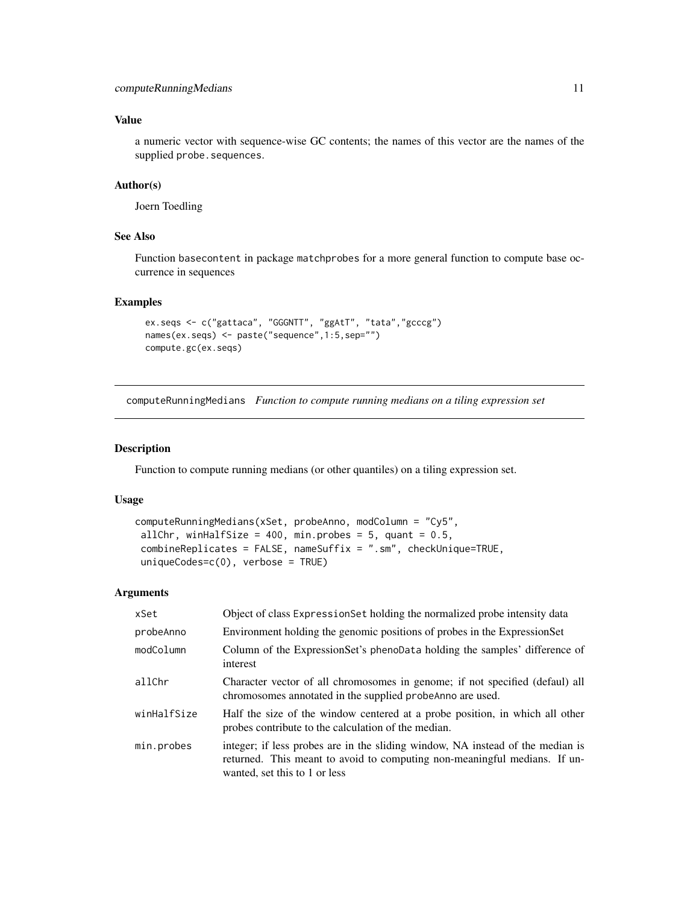## Value

a numeric vector with sequence-wise GC contents; the names of this vector are the names of the supplied `probe.sequences`.

## Author(s)

Joern Toedling

## See Also

Function `basecontent` in package `matchprobes` for a more general function to compute base occurrence in sequences

## Examples

```
ex.seqs <- c("gattaca", "GGGNTT", "ggAtT", "tata","gcccg")
names(ex.seqs) <- paste("sequence",1:5,sep="")
compute.gc(ex.seqs)
```

---

# computeRunningMedians *Function to compute running medians on a tiling expression set*

---

## Description

Function to compute running medians (or other quantiles) on a tiling expression set.

## Usage

```
computeRunningMedians(xSet, probeAnno, modColumn = "Cy5",
 allChr, winHalfSize = 400, min.probes = 5, quant = 0.5,
 combineReplicates = FALSE, nameSuffix = ".sm", checkUnique=TRUE,
 uniqueCodes=c(0), verbose = TRUE)
```

## Arguments

| | |
|---|---|
| `xSet` | Object of class `ExpressionSet` holding the normalized probe intensity data |
| `probeAnno` | Environment holding the genomic positions of probes in the ExpressionSet |
| `modColumn` | Column of the ExpressionSet's `phenoData` holding the samples' difference of interest |
| `allChr` | Character vector of all chromosomes in genome; if not specified (defaul) all chromosomes annotated in the supplied `probeAnno` are used. |
| `winHalfSize` | Half the size of the window centered at a probe position, in which all other probes contribute to the calculation of the median. |
| `min.probes` | integer; if less probes are in the sliding window, NA instead of the median is returned. This meant to avoid to computing non-meaningful medians. If unwanted, set this to 1 or less |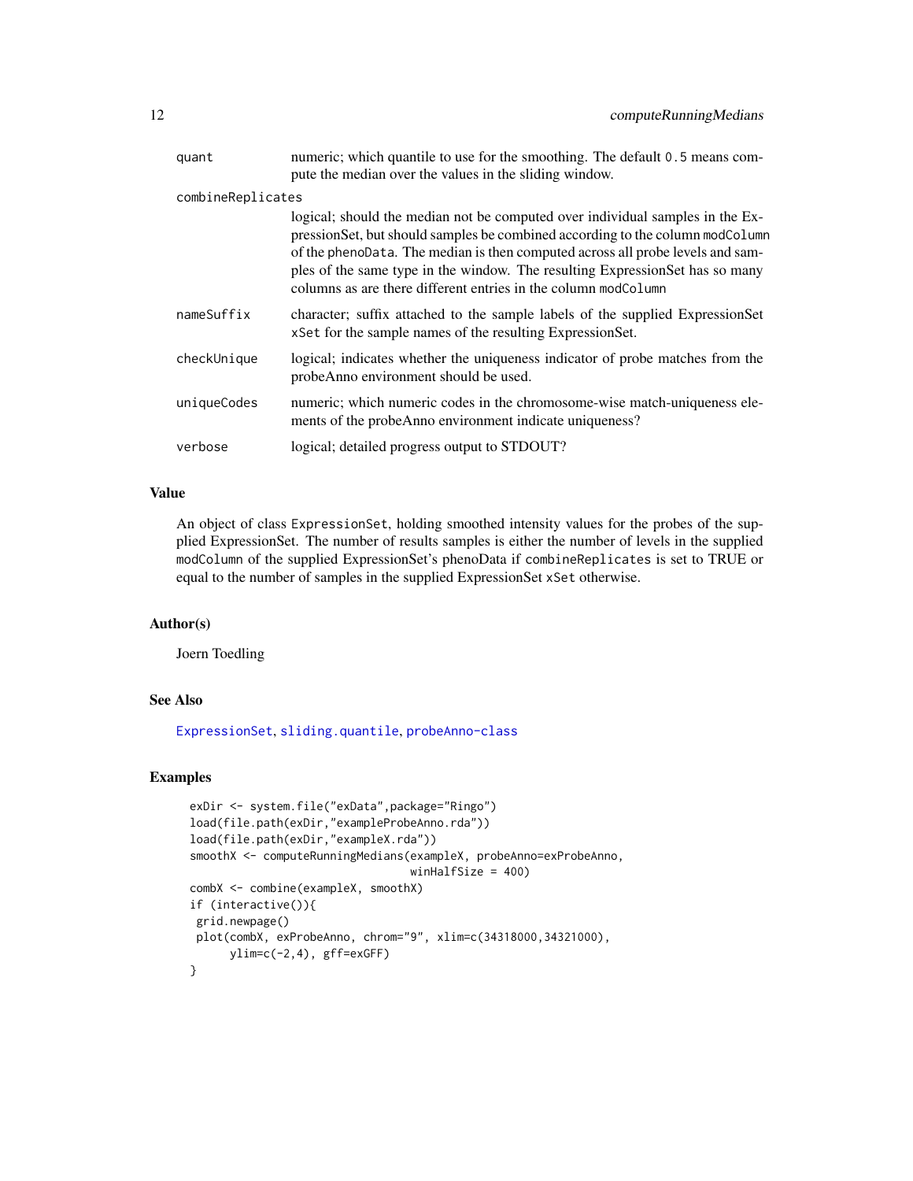| | |
|---|---|
| quant | numeric; which quantile to use for the smoothing. The default 0.5 means compute the median over the values in the sliding window. |
| combineReplicates | logical; should the median not be computed over individual samples in the ExpressionSet, but should samples be combined according to the column modColumn of the phenoData. The median is then computed across all probe levels and samples of the same type in the window. The resulting ExpressionSet has so many columns as are there different entries in the column modColumn |
| nameSuffix | character; suffix attached to the sample labels of the supplied ExpressionSet xSet for the sample names of the resulting ExpressionSet. |
| checkUnique | logical; indicates whether the uniqueness indicator of probe matches from the probeAnno environment should be used. |
| uniqueCodes | numeric; which numeric codes in the chromosome-wise match-uniqueness elements of the probeAnno environment indicate uniqueness? |
| verbose | logical; detailed progress output to STDOUT? |

## Value

An object of class ExpressionSet, holding smoothed intensity values for the probes of the supplied ExpressionSet. The number of results samples is either the number of levels in the supplied modColumn of the supplied ExpressionSet's phenoData if combineReplicates is set to TRUE or equal to the number of samples in the supplied ExpressionSet xSet otherwise.

## Author(s)

Joern Toedling

## See Also

ExpressionSet, sliding.quantile, probeAnno-class

## Examples

```
exDir <- system.file("exData",package="Ringo")
load(file.path(exDir,"exampleProbeAnno.rda"))
load(file.path(exDir,"exampleX.rda"))
smoothX <- computeRunningMedians(exampleX, probeAnno=exProbeAnno,
                                  winHalfSize = 400)
combX <- combine(exampleX, smoothX)
if (interactive()){
 grid.newpage()
 plot(combX, exProbeAnno, chrom="9", xlim=c(34318000,34321000),
      ylim=c(-2,4), gff=exGFF)
}
```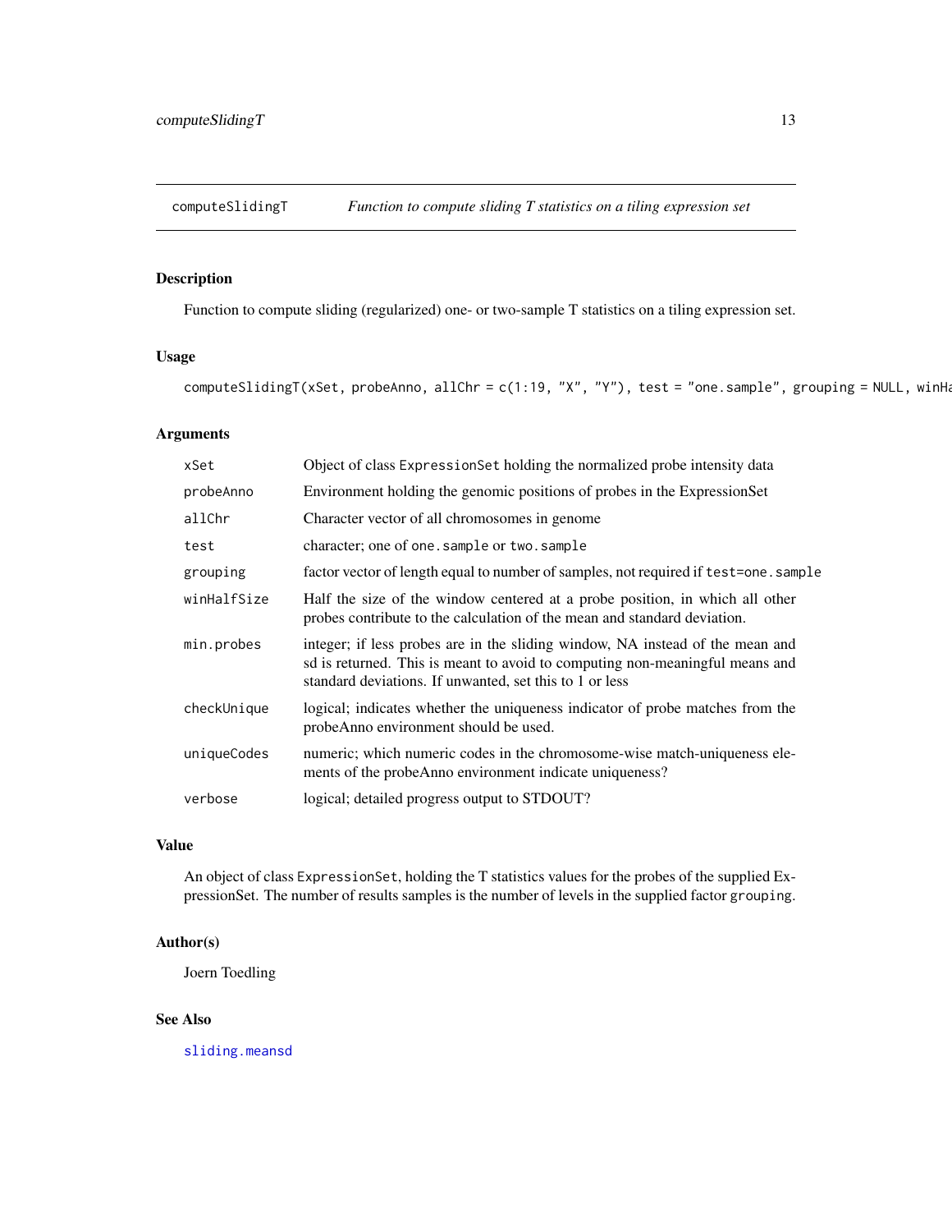computeSlidingT *Function to compute sliding T statistics on a tiling expression set*

### Description

Function to compute sliding (regularized) one- or two-sample T statistics on a tiling expression set.

### Usage

```
computeSlidingT(xSet, probeAnno, allChr = c(1:19, "X", "Y"), test = "one.sample", grouping = NULL, winHa
```

### Arguments

| | |
|---|---|
| xSet | Object of class ExpressionSet holding the normalized probe intensity data |
| probeAnno | Environment holding the genomic positions of probes in the ExpressionSet |
| allChr | Character vector of all chromosomes in genome |
| test | character; one of one.sample or two.sample |
| grouping | factor vector of length equal to number of samples, not required if test=one.sample |
| winHalfSize | Half the size of the window centered at a probe position, in which all other probes contribute to the calculation of the mean and standard deviation. |
| min.probes | integer; if less probes are in the sliding window, NA instead of the mean and sd is returned. This is meant to avoid to computing non-meaningful means and standard deviations. If unwanted, set this to 1 or less |
| checkUnique | logical; indicates whether the uniqueness indicator of probe matches from the probeAnno environment should be used. |
| uniqueCodes | numeric; which numeric codes in the chromosome-wise match-uniqueness elements of the probeAnno environment indicate uniqueness? |
| verbose | logical; detailed progress output to STDOUT? |

### Value

An object of class ExpressionSet, holding the T statistics values for the probes of the supplied ExpressionSet. The number of results samples is the number of levels in the supplied factor grouping.

### Author(s)

Joern Toedling

### See Also

sliding.meansd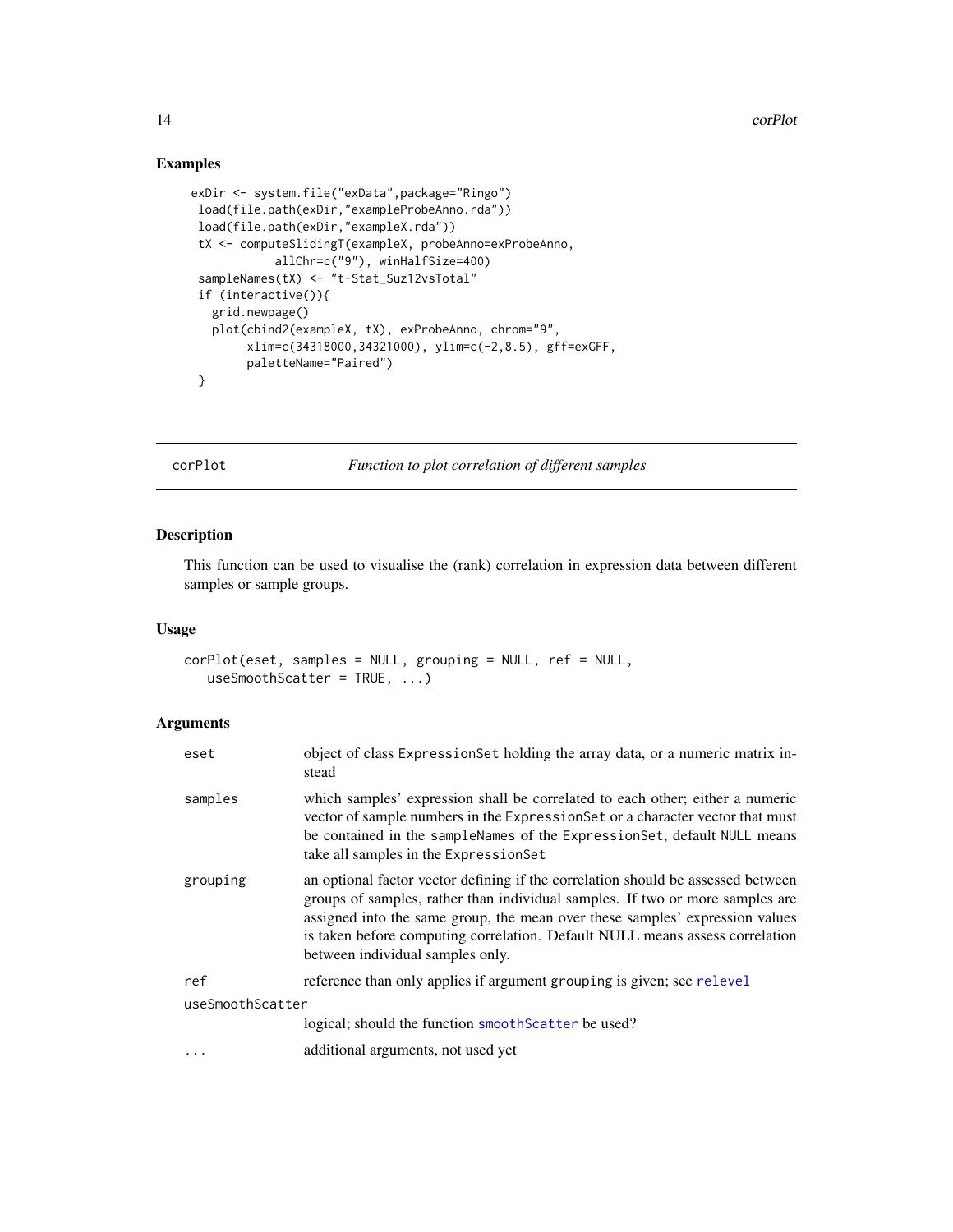## Examples

```
exDir <- system.file("exData",package="Ringo")
 load(file.path(exDir,"exampleProbeAnno.rda"))
 load(file.path(exDir,"exampleX.rda"))
 tX <- computeSlidingT(exampleX, probeAnno=exProbeAnno,
            allChr=c("9"), winHalfSize=400)
 sampleNames(tX) <- "t-Stat_Suz12vsTotal"
 if (interactive()){
   grid.newpage()
   plot(cbind2(exampleX, tX), exProbeAnno, chrom="9",
        xlim=c(34318000,34321000), ylim=c(-2,8.5), gff=exGFF,
        paletteName="Paired")
 }
```

---

# corPlot — *Function to plot correlation of different samples*

## Description

This function can be used to visualise the (rank) correlation in expression data between different samples or sample groups.

## Usage

```
corPlot(eset, samples = NULL, grouping = NULL, ref = NULL,
   useSmoothScatter = TRUE, ...)
```

## Arguments

| Argument | Description |
|---|---|
| eset | object of class `ExpressionSet` holding the array data, or a numeric matrix instead |
| samples | which samples' expression shall be correlated to each other; either a numeric vector of sample numbers in the `ExpressionSet` or a character vector that must be contained in the `sampleNames` of the `ExpressionSet`, default `NULL` means take all samples in the `ExpressionSet` |
| grouping | an optional factor vector defining if the correlation should be assessed between groups of samples, rather than individual samples. If two or more samples are assigned into the same group, the mean over these samples' expression values is taken before computing correlation. Default NULL means assess correlation between individual samples only. |
| ref | reference than only applies if argument `grouping` is given; see `relevel` |
| useSmoothScatter | logical; should the function `smoothScatter` be used? |
| ... | additional arguments, not used yet |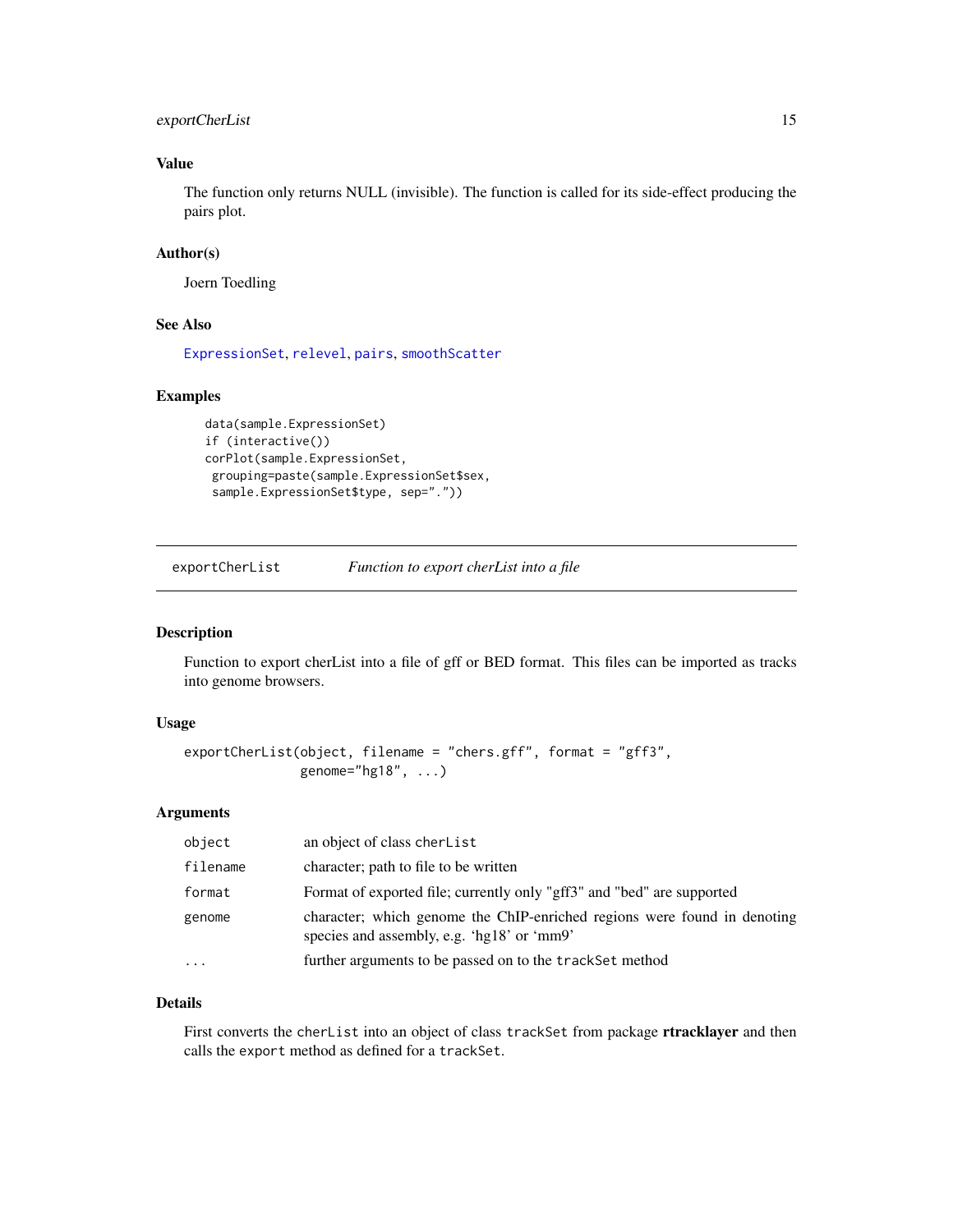### Value

The function only returns NULL (invisible). The function is called for its side-effect producing the pairs plot.

### Author(s)

Joern Toedling

### See Also

ExpressionSet, relevel, pairs, smoothScatter

### Examples

```
data(sample.ExpressionSet)
if (interactive())
corPlot(sample.ExpressionSet,
 grouping=paste(sample.ExpressionSet$sex,
 sample.ExpressionSet$type, sep="."))
```

---

## exportCherList *Function to export cherList into a file*

### Description

Function to export cherList into a file of gff or BED format. This files can be imported as tracks into genome browsers.

### Usage

```
exportCherList(object, filename = "chers.gff", format = "gff3",
               genome="hg18", ...)
```

### Arguments

| | |
|---|---|
| `object` | an object of class `cherList` |
| `filename` | character; path to file to be written |
| `format` | Format of exported file; currently only "gff3" and "bed" are supported |
| `genome` | character; which genome the ChIP-enriched regions were found in denoting species and assembly, e.g. 'hg18' or 'mm9' |
| `...` | further arguments to be passed on to the `trackSet` method |

### Details

First converts the `cherList` into an object of class `trackSet` from package **rtracklayer** and then calls the `export` method as defined for a `trackSet`.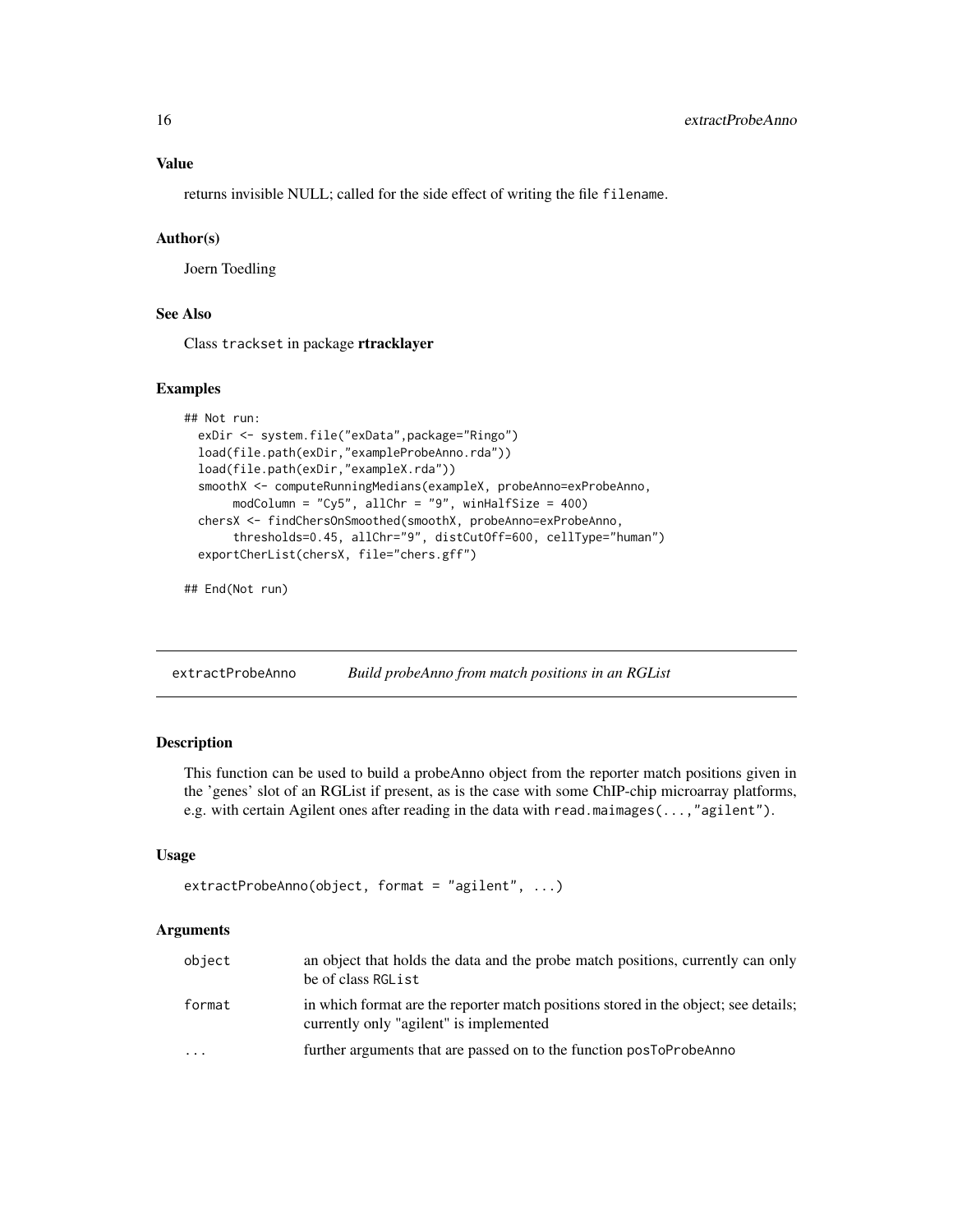### Value

returns invisible NULL; called for the side effect of writing the file `filename`.

### Author(s)

Joern Toedling

### See Also

Class `trackset` in package **rtracklayer**

### Examples

```
## Not run:
  exDir <- system.file("exData",package="Ringo")
  load(file.path(exDir,"exampleProbeAnno.rda"))
  load(file.path(exDir,"exampleX.rda"))
  smoothX <- computeRunningMedians(exampleX, probeAnno=exProbeAnno,
       modColumn = "Cy5", allChr = "9", winHalfSize = 400)
  chersX <- findChersOnSmoothed(smoothX, probeAnno=exProbeAnno,
       thresholds=0.45, allChr="9", distCutOff=600, cellType="human")
  exportCherList(chersX, file="chers.gff")

## End(Not run)
```

---

## extractProbeAnno — *Build probeAnno from match positions in an RGList*

### Description

This function can be used to build a probeAnno object from the reporter match positions given in the 'genes' slot of an RGList if present, as is the case with some ChIP-chip microarray platforms, e.g. with certain Agilent ones after reading in the data with `read.maimages(...,"agilent")`.

### Usage

```
extractProbeAnno(object, format = "agilent", ...)
```

### Arguments

| | |
|---|---|
| `object` | an object that holds the data and the probe match positions, currently can only be of class `RGList` |
| `format` | in which format are the reporter match positions stored in the object; see details; currently only "agilent" is implemented |
| `...` | further arguments that are passed on to the function `posToProbeAnno` |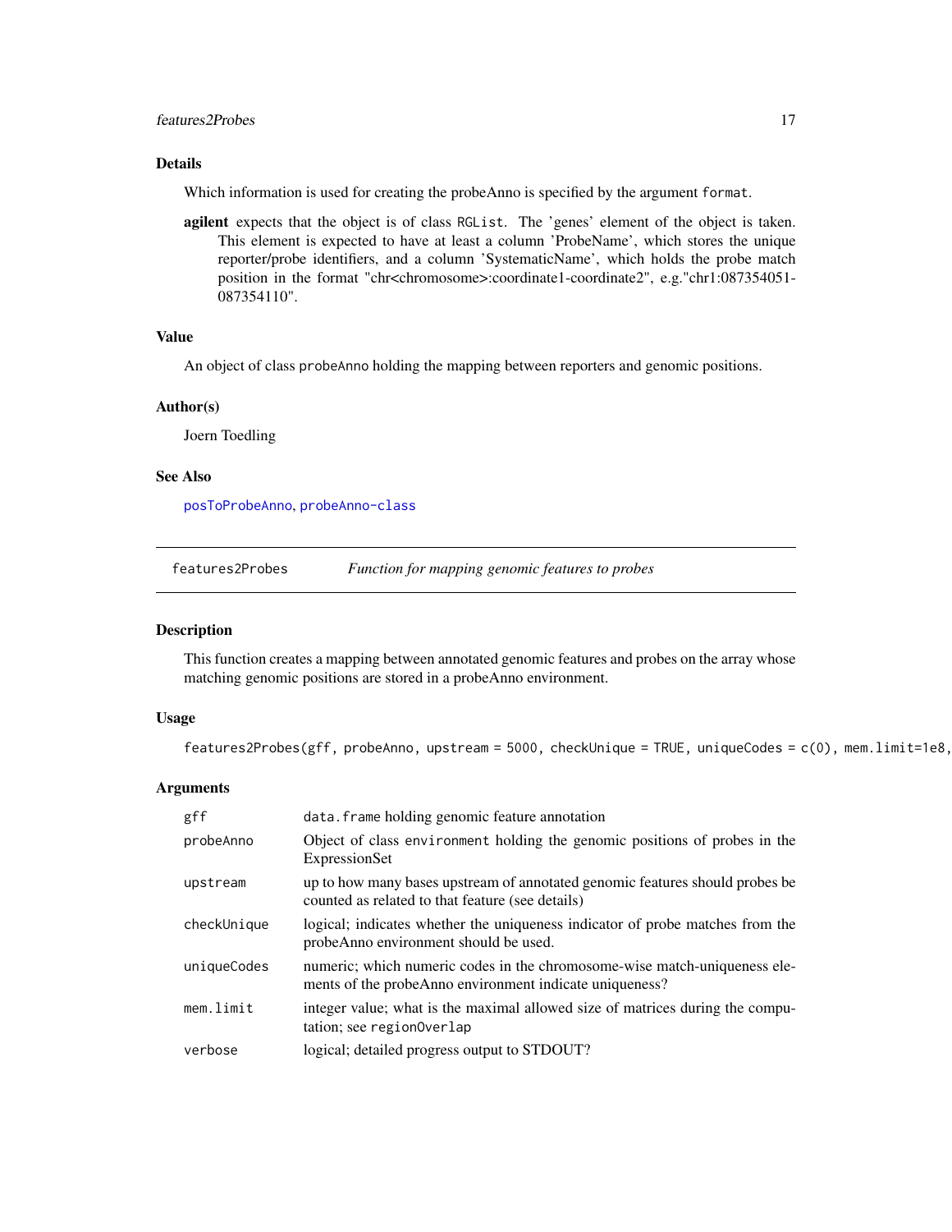## Details

Which information is used for creating the probeAnno is specified by the argument `format`.

**agilent** expects that the object is of class `RGList`. The 'genes' element of the object is taken. This element is expected to have at least a column 'ProbeName', which stores the unique reporter/probe identifiers, and a column 'SystematicName', which holds the probe match position in the format "chr<chromosome>:coordinate1-coordinate2", e.g."chr1:087354051-087354110".

## Value

An object of class `probeAnno` holding the mapping between reporters and genomic positions.

## Author(s)

Joern Toedling

## See Also

`posToProbeAnno`, `probeAnno-class`

---

`features2Probes` *Function for mapping genomic features to probes*

---

## Description

This function creates a mapping between annotated genomic features and probes on the array whose matching genomic positions are stored in a probeAnno environment.

## Usage

```
features2Probes(gff, probeAnno, upstream = 5000, checkUnique = TRUE, uniqueCodes = c(0), mem.limit=1e8,
```

## Arguments

| | |
|---|---|
| `gff` | `data.frame` holding genomic feature annotation |
| `probeAnno` | Object of class `environment` holding the genomic positions of probes in the ExpressionSet |
| `upstream` | up to how many bases upstream of annotated genomic features should probes be counted as related to that feature (see details) |
| `checkUnique` | logical; indicates whether the uniqueness indicator of probe matches from the probeAnno environment should be used. |
| `uniqueCodes` | numeric; which numeric codes in the chromosome-wise match-uniqueness elements of the probeAnno environment indicate uniqueness? |
| `mem.limit` | integer value; what is the maximal allowed size of matrices during the computation; see `regionOverlap` |
| `verbose` | logical; detailed progress output to STDOUT? |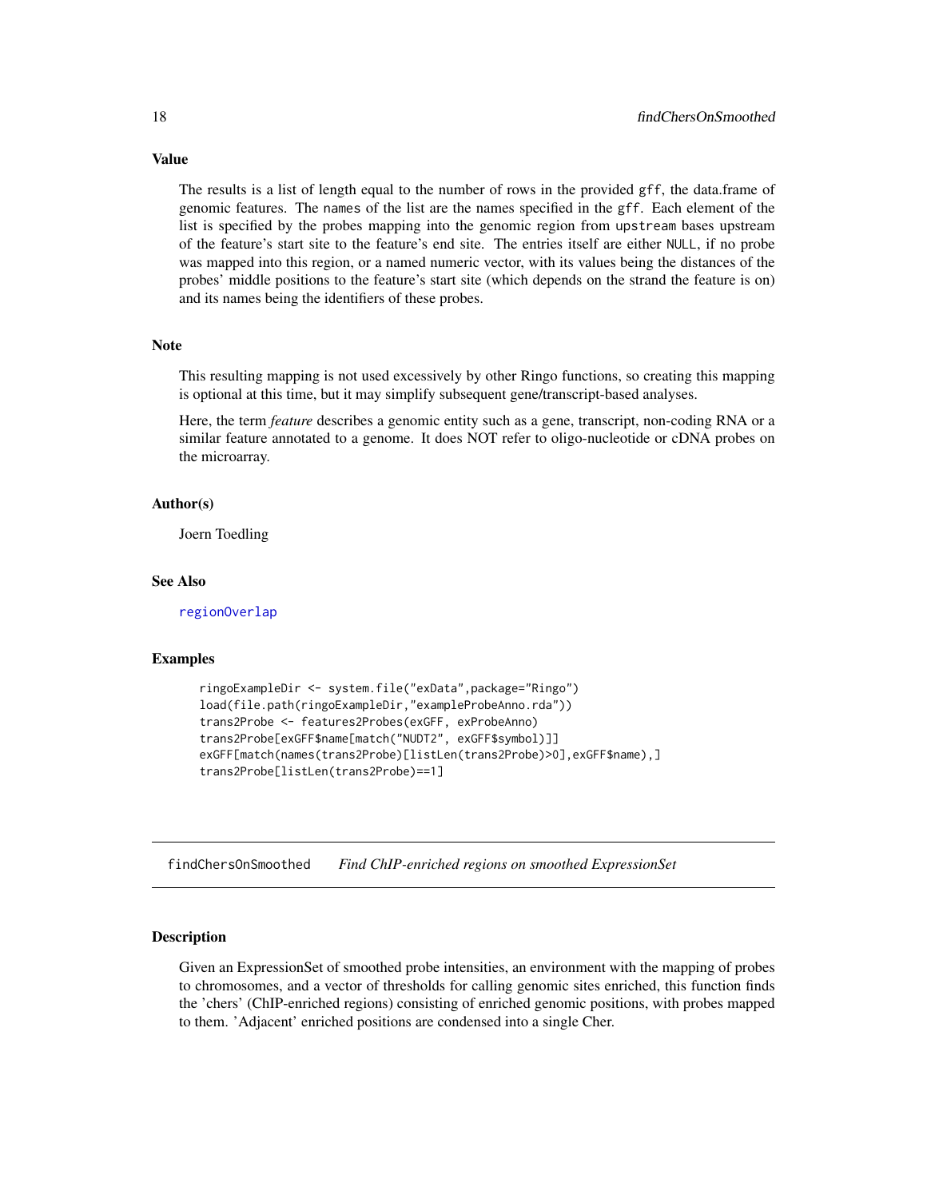### Value

The results is a list of length equal to the number of rows in the provided `gff`, the data.frame of genomic features. The `names` of the list are the names specified in the `gff`. Each element of the list is specified by the probes mapping into the genomic region from `upstream` bases upstream of the feature's start site to the feature's end site. The entries itself are either `NULL`, if no probe was mapped into this region, or a named numeric vector, with its values being the distances of the probes' middle positions to the feature's start site (which depends on the strand the feature is on) and its names being the identifiers of these probes.

### Note

This resulting mapping is not used excessively by other Ringo functions, so creating this mapping is optional at this time, but it may simplify subsequent gene/transcript-based analyses.

Here, the term *feature* describes a genomic entity such as a gene, transcript, non-coding RNA or a similar feature annotated to a genome. It does NOT refer to oligo-nucleotide or cDNA probes on the microarray.

### Author(s)

Joern Toedling

### See Also

regionOverlap

### Examples

```
ringoExampleDir <- system.file("exData",package="Ringo")
load(file.path(ringoExampleDir,"exampleProbeAnno.rda"))
trans2Probe <- features2Probes(exGFF, exProbeAnno)
trans2Probe[exGFF$name[match("NUDT2", exGFF$symbol)]]
exGFF[match(names(trans2Probe)[listLen(trans2Probe)>0],exGFF$name),]
trans2Probe[listLen(trans2Probe)==1]
```

---

## findChersOnSmoothed *Find ChIP-enriched regions on smoothed ExpressionSet*

### Description

Given an ExpressionSet of smoothed probe intensities, an environment with the mapping of probes to chromosomes, and a vector of thresholds for calling genomic sites enriched, this function finds the 'chers' (ChIP-enriched regions) consisting of enriched genomic positions, with probes mapped to them. 'Adjacent' enriched positions are condensed into a single Cher.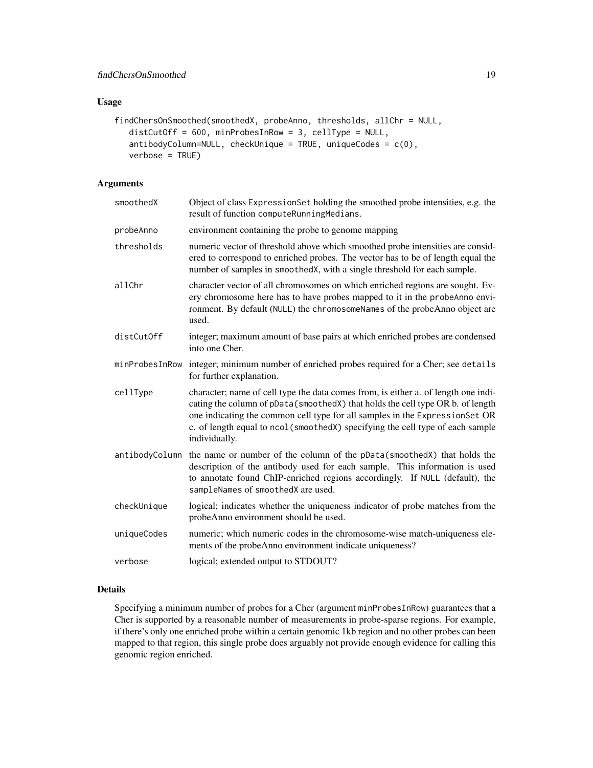## Usage

```
findChersOnSmoothed(smoothedX, probeAnno, thresholds, allChr = NULL,
   distCutOff = 600, minProbesInRow = 3, cellType = NULL,
   antibodyColumn=NULL, checkUnique = TRUE, uniqueCodes = c(0),
   verbose = TRUE)
```

## Arguments

| | |
|---|---|
| smoothedX | Object of class ExpressionSet holding the smoothed probe intensities, e.g. the result of function computeRunningMedians. |
| probeAnno | environment containing the probe to genome mapping |
| thresholds | numeric vector of threshold above which smoothed probe intensities are considered to correspond to enriched probes. The vector has to be of length equal the number of samples in smoothedX, with a single threshold for each sample. |
| allChr | character vector of all chromosomes on which enriched regions are sought. Every chromosome here has to have probes mapped to it in the probeAnno environment. By default (NULL) the chromosomeNames of the probeAnno object are used. |
| distCutOff | integer; maximum amount of base pairs at which enriched probes are condensed into one Cher. |
| minProbesInRow | integer; minimum number of enriched probes required for a Cher; see details for further explanation. |
| cellType | character; name of cell type the data comes from, is either a. of length one indicating the column of pData(smoothedX) that holds the cell type OR b. of length one indicating the common cell type for all samples in the ExpressionSet OR c. of length equal to ncol(smoothedX) specifying the cell type of each sample individually. |
| antibodyColumn | the name or number of the column of the pData(smoothedX) that holds the description of the antibody used for each sample. This information is used to annotate found ChIP-enriched regions accordingly. If NULL (default), the sampleNames of smoothedX are used. |
| checkUnique | logical; indicates whether the uniqueness indicator of probe matches from the probeAnno environment should be used. |
| uniqueCodes | numeric; which numeric codes in the chromosome-wise match-uniqueness elements of the probeAnno environment indicate uniqueness? |
| verbose | logical; extended output to STDOUT? |

## Details

Specifying a minimum number of probes for a Cher (argument minProbesInRow) guarantees that a Cher is supported by a reasonable number of measurements in probe-sparse regions. For example, if there's only one enriched probe within a certain genomic 1kb region and no other probes can been mapped to that region, this single probe does arguably not provide enough evidence for calling this genomic region enriched.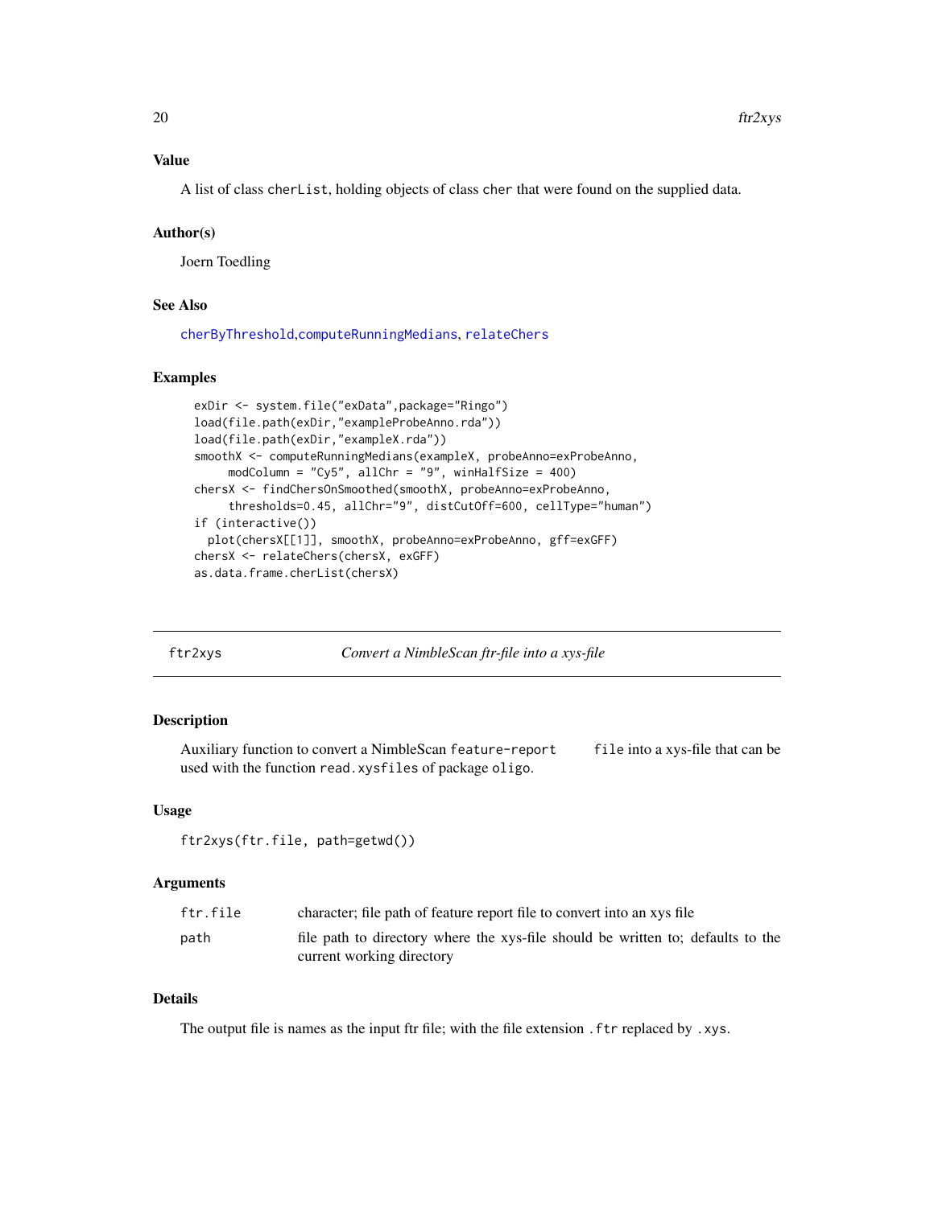### Value

A list of class `cherList`, holding objects of class `cher` that were found on the supplied data.

### Author(s)

Joern Toedling

### See Also

`cherByThreshold`,`computeRunningMedians`, `relateChers`

### Examples

```
exDir <- system.file("exData",package="Ringo")
load(file.path(exDir,"exampleProbeAnno.rda"))
load(file.path(exDir,"exampleX.rda"))
smoothX <- computeRunningMedians(exampleX, probeAnno=exProbeAnno,
     modColumn = "Cy5", allChr = "9", winHalfSize = 400)
chersX <- findChersOnSmoothed(smoothX, probeAnno=exProbeAnno,
     thresholds=0.45, allChr="9", distCutOff=600, cellType="human")
if (interactive())
  plot(chersX[[1]], smoothX, probeAnno=exProbeAnno, gff=exGFF)
chersX <- relateChers(chersX, exGFF)
as.data.frame.cherList(chersX)
```

---

## ftr2xys — *Convert a NimbleScan ftr-file into a xys-file*

### Description

Auxiliary function to convert a NimbleScan `feature-report` `file` into a xys-file that can be used with the function `read.xysfiles` of package `oligo`.

### Usage

```
ftr2xys(ftr.file, path=getwd())
```

### Arguments

| | |
|---|---|
| `ftr.file` | character; file path of feature report file to convert into an xys file |
| `path` | file path to directory where the xys-file should be written to; defaults to the current working directory |

### Details

The output file is names as the input ftr file; with the file extension `.ftr` replaced by `.xys`.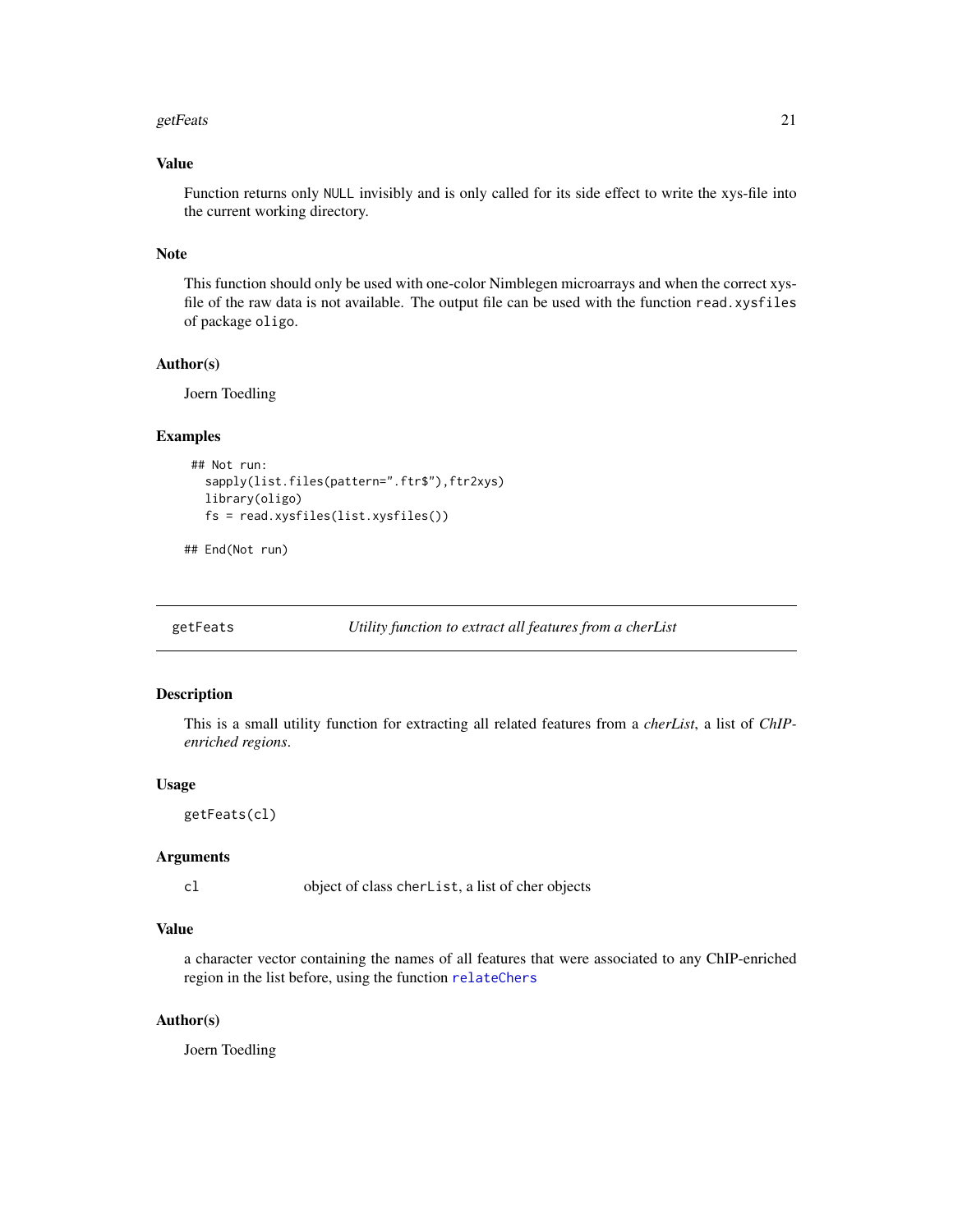### Value

Function returns only NULL invisibly and is only called for its side effect to write the xys-file into the current working directory.

### Note

This function should only be used with one-color Nimblegen microarrays and when the correct xys-file of the raw data is not available. The output file can be used with the function `read.xysfiles` of package `oligo`.

### Author(s)

Joern Toedling

### Examples

```
 ## Not run:
   sapply(list.files(pattern=".ftr$"),ftr2xys)
   library(oligo)
   fs = read.xysfiles(list.xysfiles())

## End(Not run)
```

---

## getFeats — *Utility function to extract all features from a cherList*

### Description

This is a small utility function for extracting all related features from a *cherList*, a list of *ChIP-enriched regions*.

### Usage

```
getFeats(cl)
```

### Arguments

| | |
|---|---|
| cl | object of class `cherList`, a list of cher objects |

### Value

a character vector containing the names of all features that were associated to any ChIP-enriched region in the list before, using the function `relateChers`

### Author(s)

Joern Toedling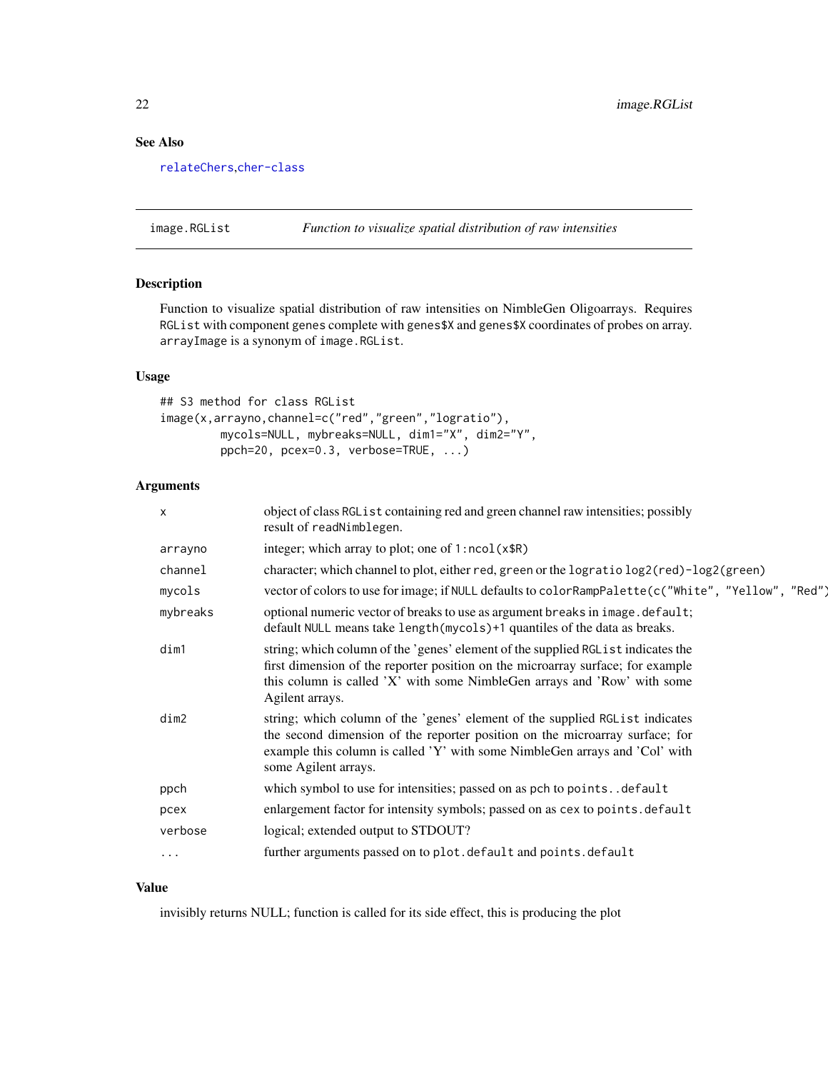## See Also

relateChers,cher-class

---

**image.RGList** *Function to visualize spatial distribution of raw intensities*

---

### Description

Function to visualize spatial distribution of raw intensities on NimbleGen Oligoarrays. Requires `RGList` with component `genes` complete with `genes$X` and `genes$X` coordinates of probes on array. `arrayImage` is a synonym of `image.RGList`.

### Usage

```
## S3 method for class RGList
image(x,arrayno,channel=c("red","green","logratio"),
        mycols=NULL, mybreaks=NULL, dim1="X", dim2="Y",
        ppch=20, pcex=0.3, verbose=TRUE, ...)
```

### Arguments

| | |
|---|---|
| `x` | object of class `RGList` containing red and green channel raw intensities; possibly result of `readNimblegen`. |
| `arrayno` | integer; which array to plot; one of `1:ncol(x$R)` |
| `channel` | character; which channel to plot, either `red`, `green` or the `logratio` `log2(red)-log2(green)` |
| `mycols` | vector of colors to use for image; if `NULL` defaults to `colorRampPalette(c("White", "Yellow", "Red")` |
| `mybreaks` | optional numeric vector of breaks to use as argument `breaks` in `image.default`; default `NULL` means take `length(mycols)+1` quantiles of the data as breaks. |
| `dim1` | string; which column of the 'genes' element of the supplied `RGList` indicates the first dimension of the reporter position on the microarray surface; for example this column is called 'X' with some NimbleGen arrays and 'Row' with some Agilent arrays. |
| `dim2` | string; which column of the 'genes' element of the supplied `RGList` indicates the second dimension of the reporter position on the microarray surface; for example this column is called 'Y' with some NimbleGen arrays and 'Col' with some Agilent arrays. |
| `ppch` | which symbol to use for intensities; passed on as `pch` to `points..default` |
| `pcex` | enlargement factor for intensity symbols; passed on as `cex` to `points.default` |
| `verbose` | logical; extended output to STDOUT? |
| `...` | further arguments passed on to `plot.default` and `points.default` |

### Value

invisibly returns NULL; function is called for its side effect, this is producing the plot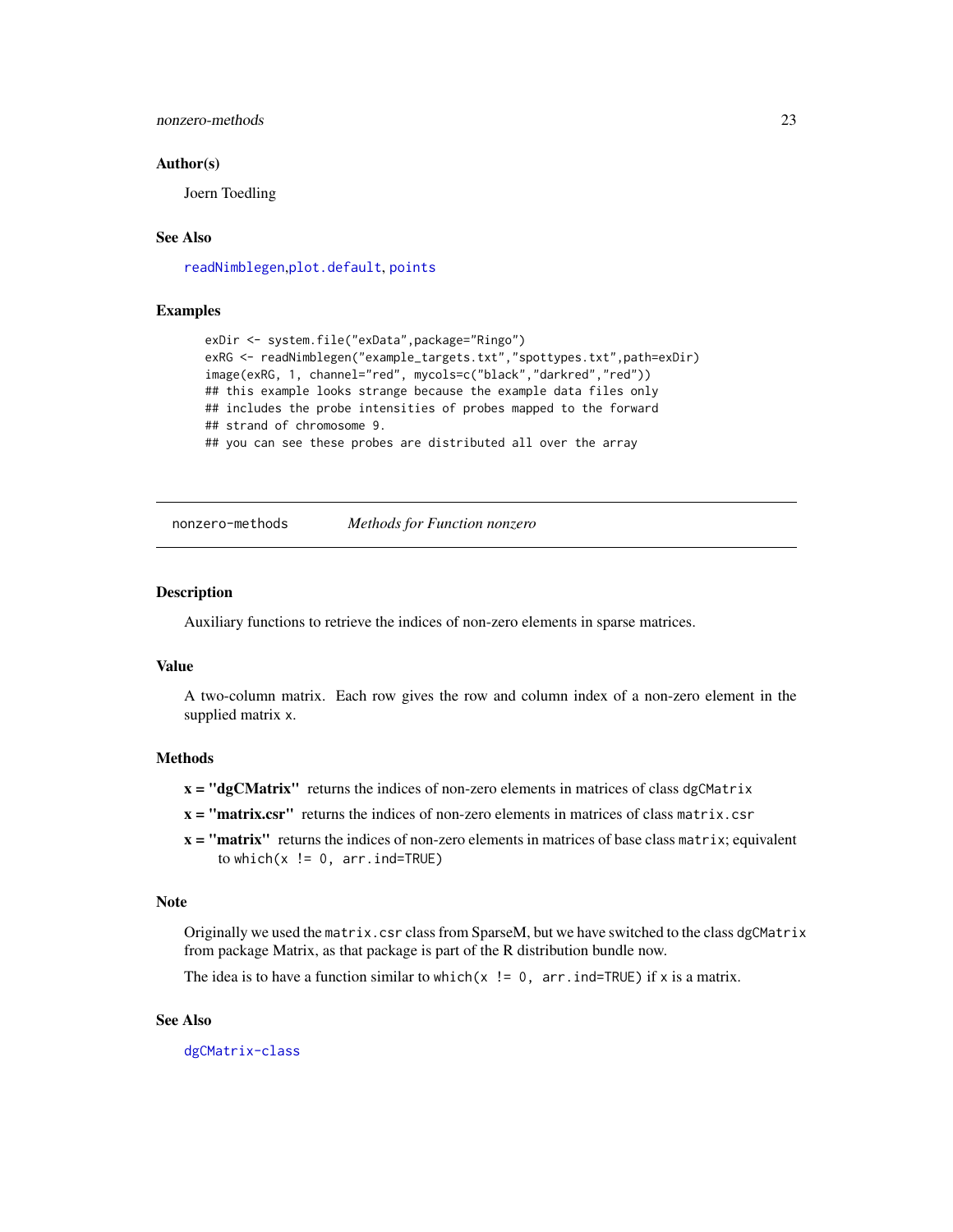### Author(s)

Joern Toedling

### See Also

readNimblegen, plot.default, points

### Examples

```
exDir <- system.file("exData",package="Ringo")
exRG <- readNimblegen("example_targets.txt","spottypes.txt",path=exDir)
image(exRG, 1, channel="red", mycols=c("black","darkred","red"))
## this example looks strange because the example data files only
## includes the probe intensities of probes mapped to the forward
## strand of chromosome 9.
## you can see these probes are distributed all over the array
```

---

## nonzero-methods    *Methods for Function nonzero*

---

### Description

Auxiliary functions to retrieve the indices of non-zero elements in sparse matrices.

### Value

A two-column matrix. Each row gives the row and column index of a non-zero element in the supplied matrix x.

### Methods

**x = "dgCMatrix"** returns the indices of non-zero elements in matrices of class dgCMatrix

**x = "matrix.csr"** returns the indices of non-zero elements in matrices of class matrix.csr

**x = "matrix"** returns the indices of non-zero elements in matrices of base class matrix; equivalent to which(x != 0, arr.ind=TRUE)

### Note

Originally we used the matrix.csr class from SparseM, but we have switched to the class dgCMatrix from package Matrix, as that package is part of the R distribution bundle now.

The idea is to have a function similar to which(x != 0, arr.ind=TRUE) if x is a matrix.

### See Also

dgCMatrix-class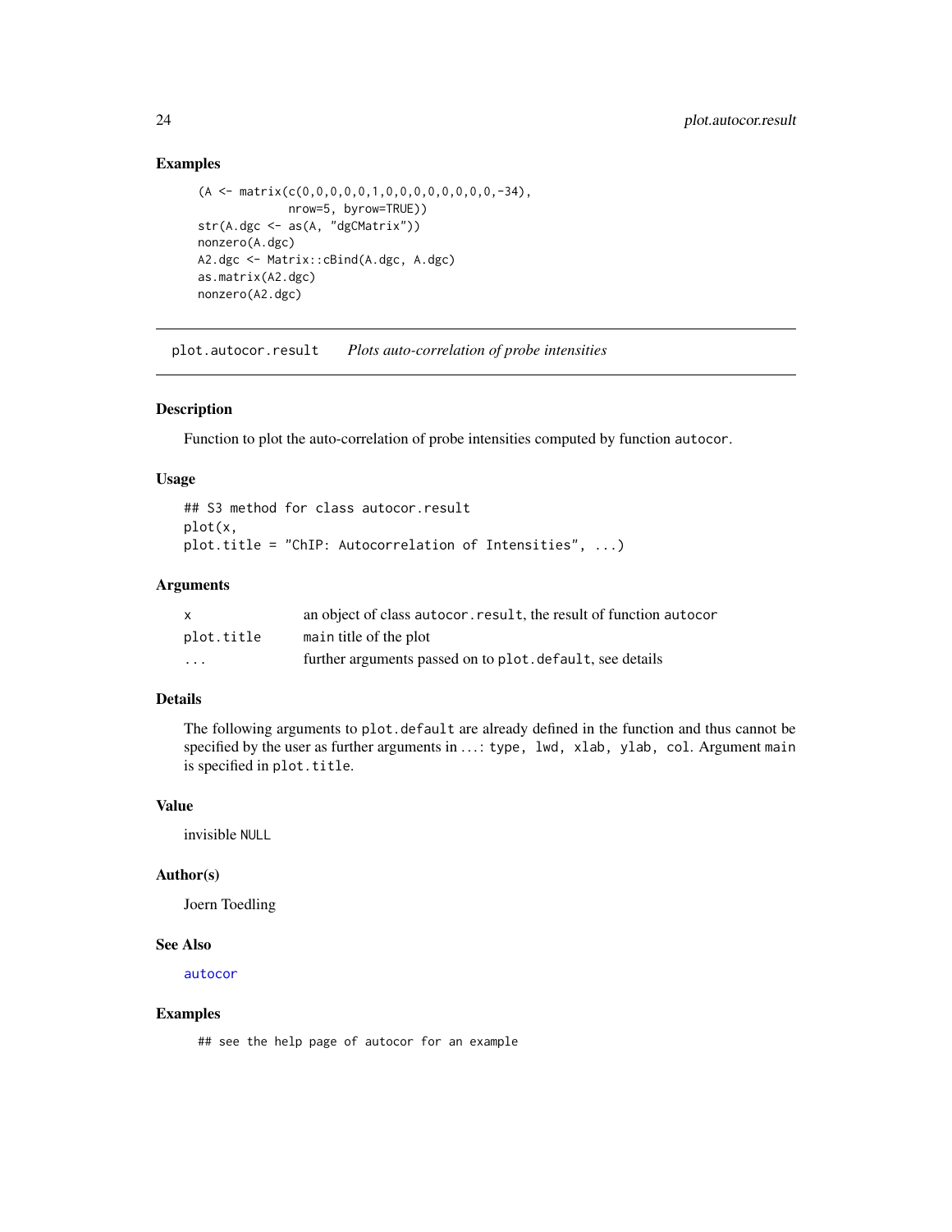### Examples

```
(A <- matrix(c(0,0,0,0,0,1,0,0,0,0,0,0,0,0,-34),
             nrow=5, byrow=TRUE))
str(A.dgc <- as(A, "dgCMatrix"))
nonzero(A.dgc)
A2.dgc <- Matrix::cBind(A.dgc, A.dgc)
as.matrix(A2.dgc)
nonzero(A2.dgc)
```

---

## plot.autocor.result *Plots auto-correlation of probe intensities*

### Description

Function to plot the auto-correlation of probe intensities computed by function `autocor`.

### Usage

```
## S3 method for class autocor.result
plot(x,
plot.title = "ChIP: Autocorrelation of Intensities", ...)
```

### Arguments

| | |
|---|---|
| `x` | an object of class `autocor.result`, the result of function `autocor` |
| `plot.title` | `main` title of the plot |
| `...` | further arguments passed on to `plot.default`, see details |

### Details

The following arguments to `plot.default` are already defined in the function and thus cannot be specified by the user as further arguments in ...: `type, lwd, xlab, ylab, col`. Argument `main` is specified in `plot.title`.

### Value

invisible `NULL`

### Author(s)

Joern Toedling

### See Also

`autocor`

### Examples

```
## see the help page of autocor for an example
```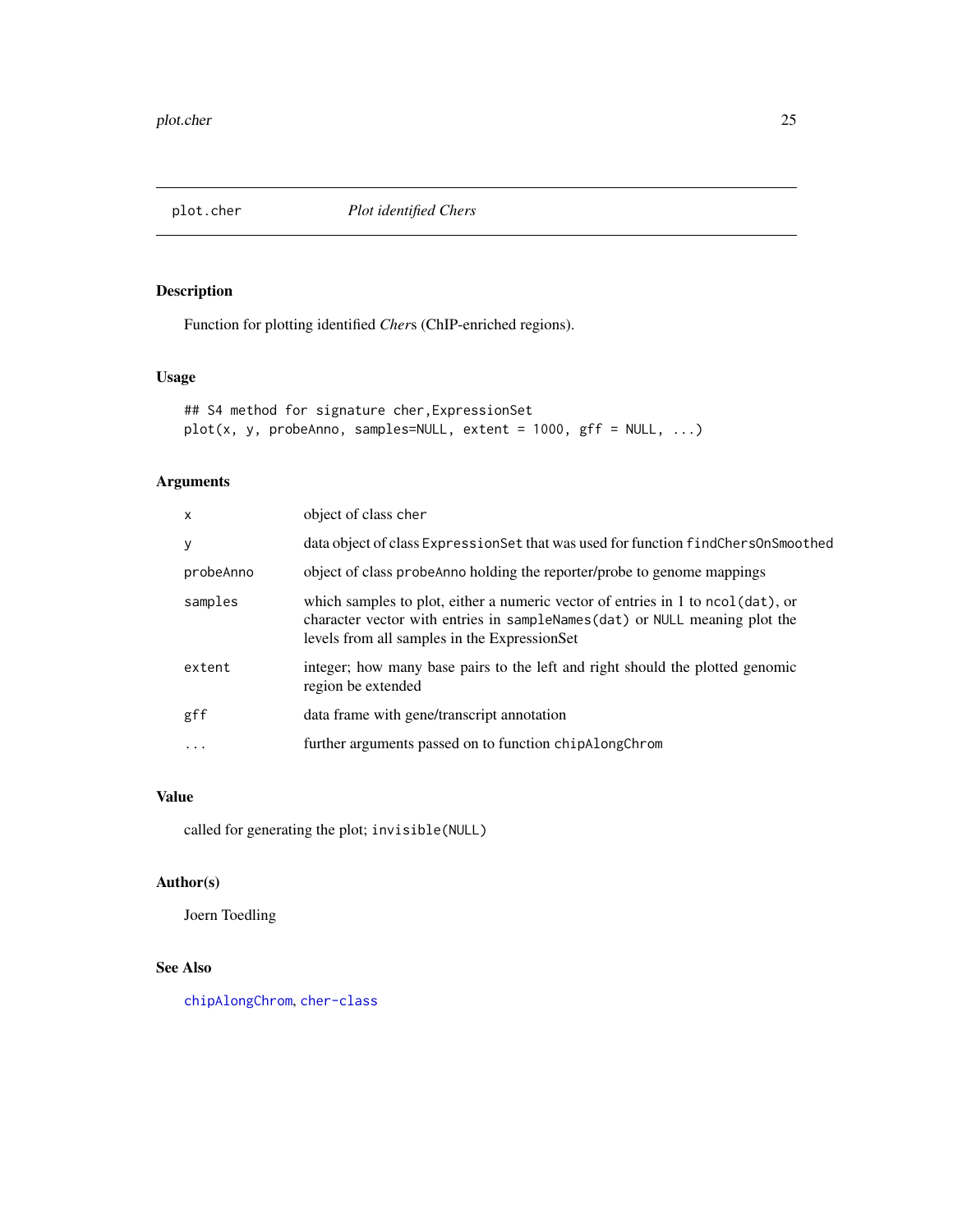# plot.cher *Plot identified Chers*

## Description

Function for plotting identified *Cher*s (ChIP-enriched regions).

## Usage

```
## S4 method for signature cher,ExpressionSet
plot(x, y, probeAnno, samples=NULL, extent = 1000, gff = NULL, ...)
```

## Arguments

| | |
|---|---|
| `x` | object of class `cher` |
| `y` | data object of class `ExpressionSet` that was used for function `findChersOnSmoothed` |
| `probeAnno` | object of class `probeAnno` holding the reporter/probe to genome mappings |
| `samples` | which samples to plot, either a numeric vector of entries in 1 to `ncol(dat)`, or character vector with entries in `sampleNames(dat)` or `NULL` meaning plot the levels from all samples in the ExpressionSet |
| `extent` | integer; how many base pairs to the left and right should the plotted genomic region be extended |
| `gff` | data frame with gene/transcript annotation |
| `...` | further arguments passed on to function `chipAlongChrom` |

## Value

called for generating the plot; `invisible(NULL)`

## Author(s)

Joern Toedling

## See Also

`chipAlongChrom`, `cher-class`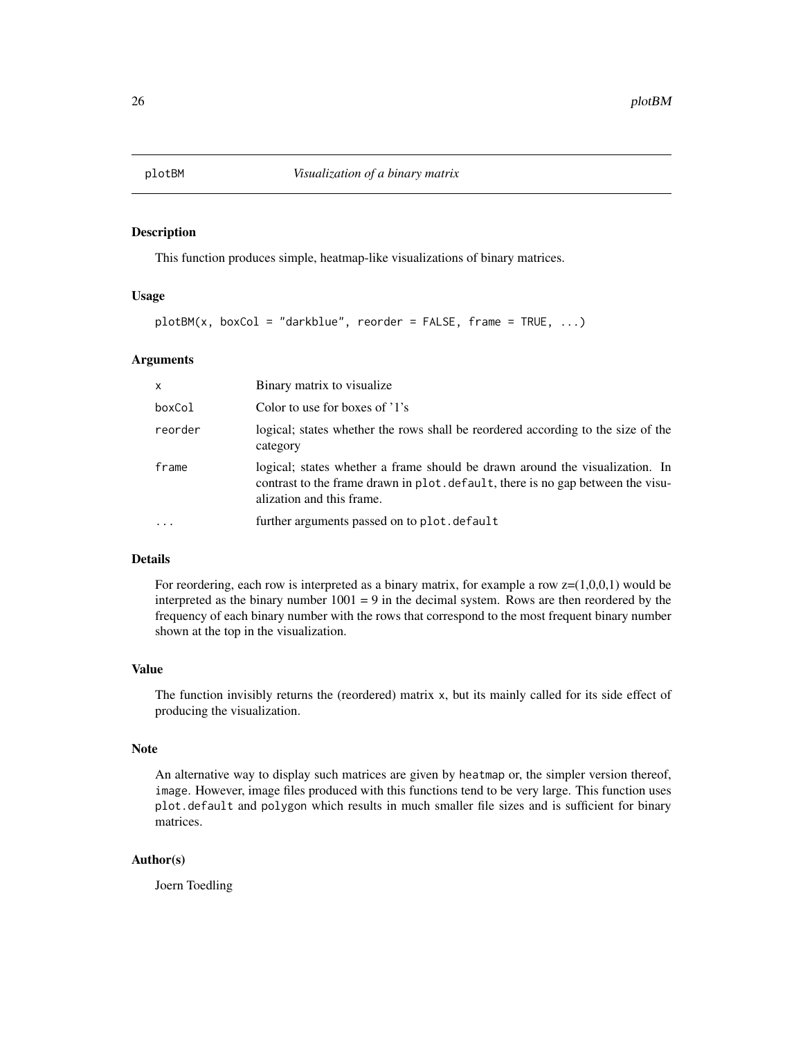# plotBM *Visualization of a binary matrix*

## Description

This function produces simple, heatmap-like visualizations of binary matrices.

## Usage

```
plotBM(x, boxCol = "darkblue", reorder = FALSE, frame = TRUE, ...)
```

## Arguments

| | |
|---|---|
| x | Binary matrix to visualize |
| boxCol | Color to use for boxes of '1's |
| reorder | logical; states whether the rows shall be reordered according to the size of the category |
| frame | logical; states whether a frame should be drawn around the visualization. In contrast to the frame drawn in `plot.default`, there is no gap between the visualization and this frame. |
| ... | further arguments passed on to `plot.default` |

## Details

For reordering, each row is interpreted as a binary matrix, for example a row z=(1,0,0,1) would be interpreted as the binary number 1001 = 9 in the decimal system. Rows are then reordered by the frequency of each binary number with the rows that correspond to the most frequent binary number shown at the top in the visualization.

## Value

The function invisibly returns the (reordered) matrix `x`, but its mainly called for its side effect of producing the visualization.

## Note

An alternative way to display such matrices are given by `heatmap` or, the simpler version thereof, `image`. However, image files produced with this functions tend to be very large. This function uses `plot.default` and `polygon` which results in much smaller file sizes and is sufficient for binary matrices.

## Author(s)

Joern Toedling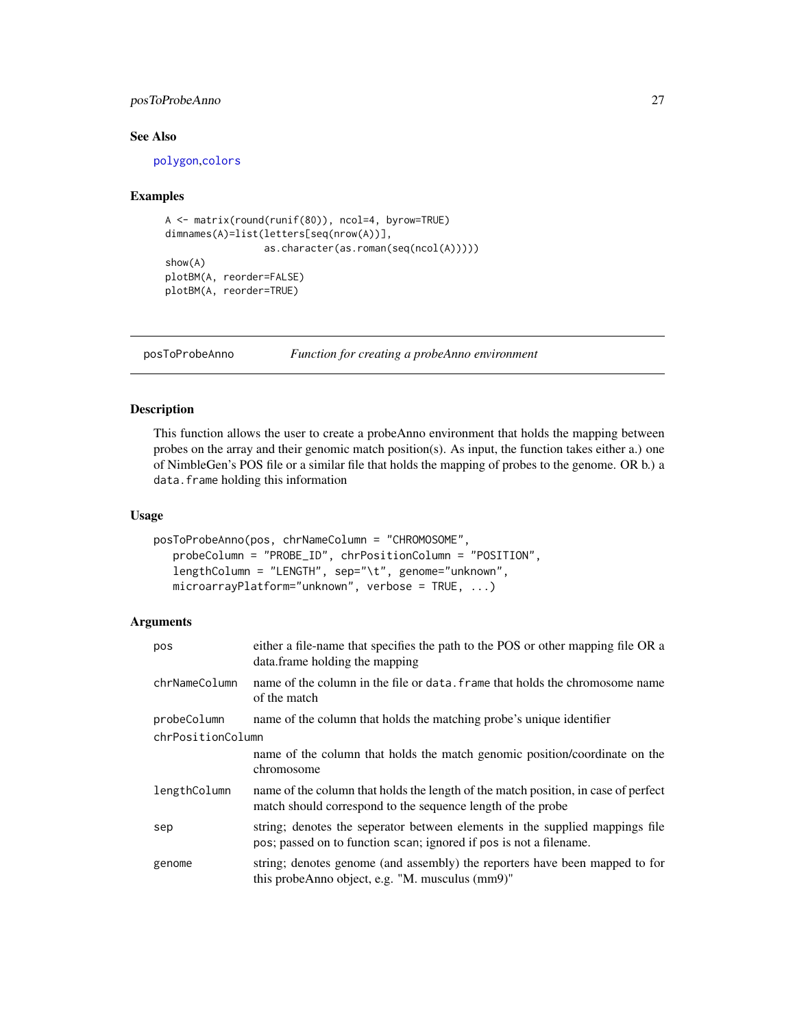### See Also

polygon, colors

### Examples

```
A <- matrix(round(runif(80)), ncol=4, byrow=TRUE)
dimnames(A)=list(letters[seq(nrow(A))],
                 as.character(as.roman(seq(ncol(A)))))
show(A)
plotBM(A, reorder=FALSE)
plotBM(A, reorder=TRUE)
```

## posToProbeAnno — *Function for creating a probeAnno environment*

### Description

This function allows the user to create a probeAnno environment that holds the mapping between probes on the array and their genomic match position(s). As input, the function takes either a.) one of NimbleGen's POS file or a similar file that holds the mapping of probes to the genome. OR b.) a data.frame holding this information

### Usage

```
posToProbeAnno(pos, chrNameColumn = "CHROMOSOME",
   probeColumn = "PROBE_ID", chrPositionColumn = "POSITION",
   lengthColumn = "LENGTH", sep="\t", genome="unknown",
   microarrayPlatform="unknown", verbose = TRUE, ...)
```

### Arguments

| | |
|---|---|
| pos | either a file-name that specifies the path to the POS or other mapping file OR a data.frame holding the mapping |
| chrNameColumn | name of the column in the file or data.frame that holds the chromosome name of the match |
| probeColumn | name of the column that holds the matching probe's unique identifier |
| chrPositionColumn | name of the column that holds the match genomic position/coordinate on the chromosome |
| lengthColumn | name of the column that holds the length of the match position, in case of perfect match should correspond to the sequence length of the probe |
| sep | string; denotes the seperator between elements in the supplied mappings file pos; passed on to function scan; ignored if pos is not a filename. |
| genome | string; denotes genome (and assembly) the reporters have been mapped to for this probeAnno object, e.g. "M. musculus (mm9)" |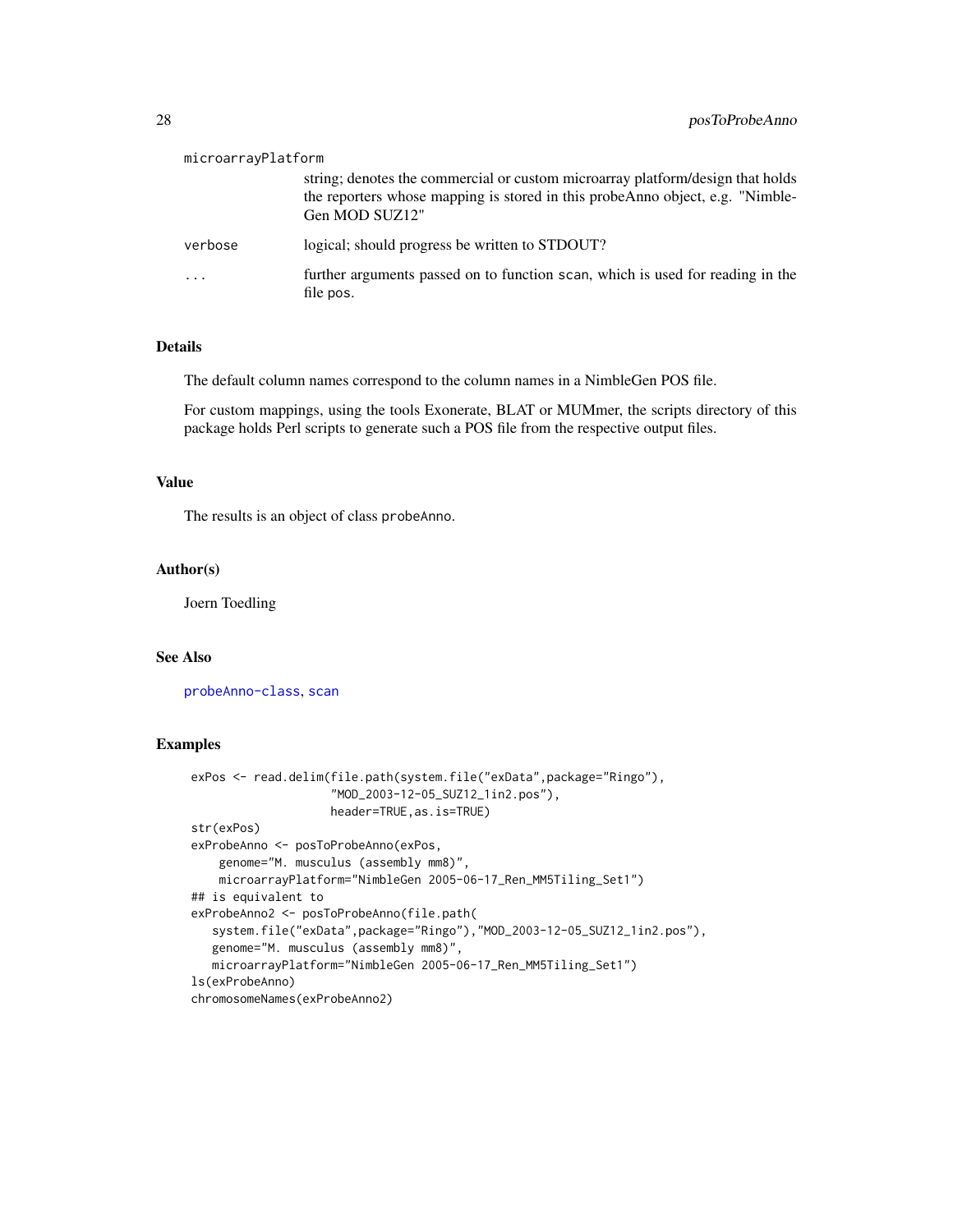microarrayPlatform
: string; denotes the commercial or custom microarray platform/design that holds the reporters whose mapping is stored in this probeAnno object, e.g. "NimbleGen MOD SUZ12"

verbose
: logical; should progress be written to STDOUT?

...
: further arguments passed on to function scan, which is used for reading in the file pos.

### Details

The default column names correspond to the column names in a NimbleGen POS file.

For custom mappings, using the tools Exonerate, BLAT or MUMmer, the scripts directory of this package holds Perl scripts to generate such a POS file from the respective output files.

### Value

The results is an object of class probeAnno.

### Author(s)

Joern Toedling

### See Also

probeAnno-class, scan

### Examples

```
exPos <- read.delim(file.path(system.file("exData",package="Ringo"),
                    "MOD_2003-12-05_SUZ12_1in2.pos"),
                    header=TRUE,as.is=TRUE)
str(exPos)
exProbeAnno <- posToProbeAnno(exPos,
    genome="M. musculus (assembly mm8)",
    microarrayPlatform="NimbleGen 2005-06-17_Ren_MM5Tiling_Set1")
## is equivalent to
exProbeAnno2 <- posToProbeAnno(file.path(
   system.file("exData",package="Ringo"),"MOD_2003-12-05_SUZ12_1in2.pos"),
   genome="M. musculus (assembly mm8)",
   microarrayPlatform="NimbleGen 2005-06-17_Ren_MM5Tiling_Set1")
ls(exProbeAnno)
chromosomeNames(exProbeAnno2)
```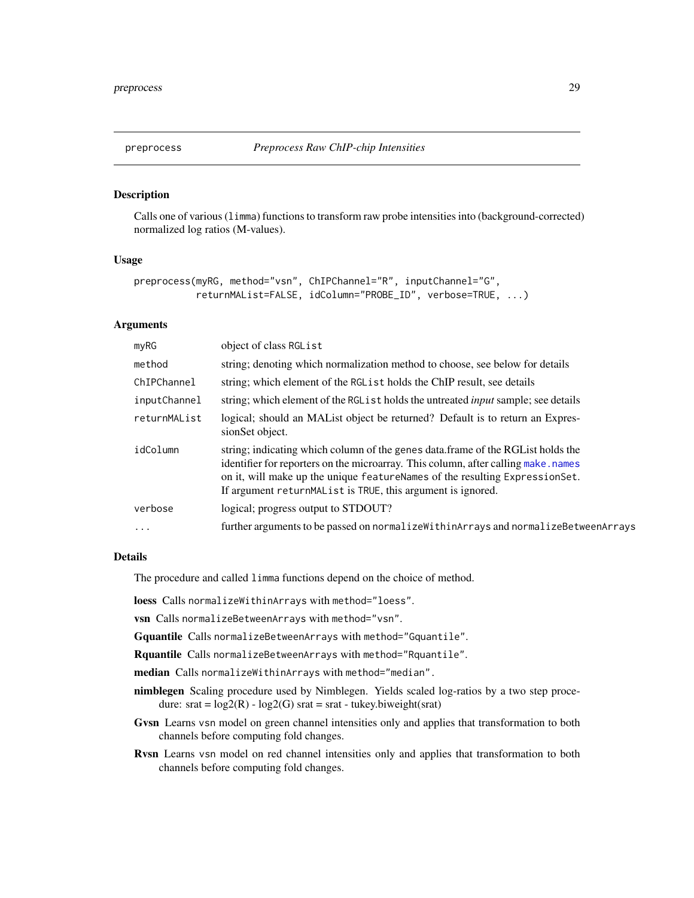# preprocess — *Preprocess Raw ChIP-chip Intensities*

## Description

Calls one of various (`limma`) functions to transform raw probe intensities into (background-corrected) normalized log ratios (M-values).

## Usage

```
preprocess(myRG, method="vsn", ChIPChannel="R", inputChannel="G",
           returnMAList=FALSE, idColumn="PROBE_ID", verbose=TRUE, ...)
```

## Arguments

| | |
|---|---|
| `myRG` | object of class `RGList` |
| `method` | string; denoting which normalization method to choose, see below for details |
| `ChIPChannel` | string; which element of the `RGList` holds the ChIP result, see details |
| `inputChannel` | string; which element of the `RGList` holds the untreated *input* sample; see details |
| `returnMAList` | logical; should an MAList object be returned? Default is to return an ExpressionSet object. |
| `idColumn` | string; indicating which column of the genes data.frame of the RGList holds the identifier for reporters on the microarray. This column, after calling `make.names` on it, will make up the unique `featureNames` of the resulting `ExpressionSet`. If argument `returnMAList` is `TRUE`, this argument is ignored. |
| `verbose` | logical; progress output to STDOUT? |
| `...` | further arguments to be passed on `normalizeWithinArrays` and `normalizeBetweenArrays` |

## Details

The procedure and called `limma` functions depend on the choice of method.

**loess** Calls `normalizeWithinArrays` with `method="loess"`.

**vsn** Calls `normalizeBetweenArrays` with `method="vsn"`.

**Gquantile** Calls `normalizeBetweenArrays` with `method="Gquantile"`.

**Rquantile** Calls `normalizeBetweenArrays` with `method="Rquantile"`.

**median** Calls `normalizeWithinArrays` with `method="median"`.

**nimblegen** Scaling procedure used by Nimblegen. Yields scaled log-ratios by a two step procedure: srat = log2(R) - log2(G) srat = srat - tukey.biweight(srat)

**Gvsn** Learns `vsn` model on green channel intensities only and applies that transformation to both channels before computing fold changes.

**Rvsn** Learns `vsn` model on red channel intensities only and applies that transformation to both channels before computing fold changes.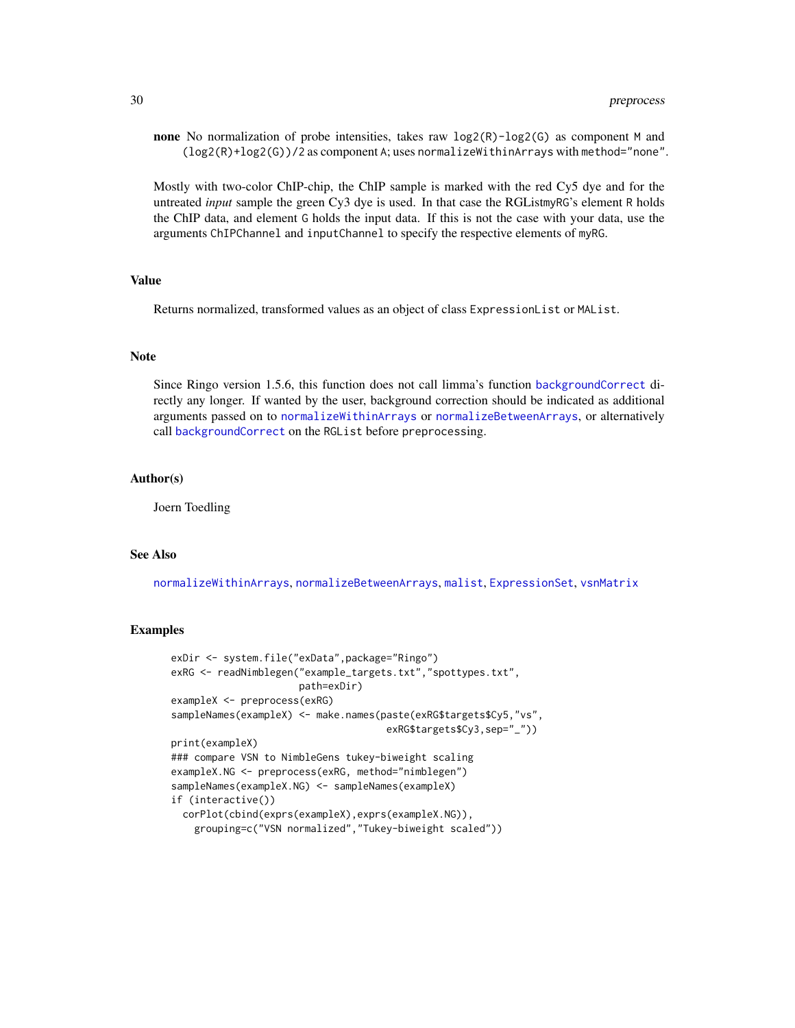**none** No normalization of probe intensities, takes raw `log2(R)-log2(G)` as component `M` and `(log2(R)+log2(G))/2` as component `A`; uses `normalizeWithinArrays` with `method="none"`.

Mostly with two-color ChIP-chip, the ChIP sample is marked with the red Cy5 dye and for the untreated *input* sample the green Cy3 dye is used. In that case the RGList`myRG`'s element `R` holds the ChIP data, and element `G` holds the input data. If this is not the case with your data, use the arguments `ChIPChannel` and `inputChannel` to specify the respective elements of `myRG`.

## Value

Returns normalized, transformed values as an object of class `ExpressionList` or `MAList`.

## Note

Since Ringo version 1.5.6, this function does not call limma's function `backgroundCorrect` directly any longer. If wanted by the user, background correction should be indicated as additional arguments passed on to `normalizeWithinArrays` or `normalizeBetweenArrays`, or alternatively call `backgroundCorrect` on the `RGList` before preprocessing.

## Author(s)

Joern Toedling

## See Also

`normalizeWithinArrays`, `normalizeBetweenArrays`, `malist`, `ExpressionSet`, `vsnMatrix`

## Examples

```
exDir <- system.file("exData",package="Ringo")
exRG <- readNimblegen("example_targets.txt","spottypes.txt",
                      path=exDir)
exampleX <- preprocess(exRG)
sampleNames(exampleX) <- make.names(paste(exRG$targets$Cy5,"vs",
                                          exRG$targets$Cy3,sep="_"))
print(exampleX)
### compare VSN to NimbleGens tukey-biweight scaling
exampleX.NG <- preprocess(exRG, method="nimblegen")
sampleNames(exampleX.NG) <- sampleNames(exampleX)
if (interactive())
  corPlot(cbind(exprs(exampleX),exprs(exampleX.NG)),
    grouping=c("VSN normalized","Tukey-biweight scaled"))
```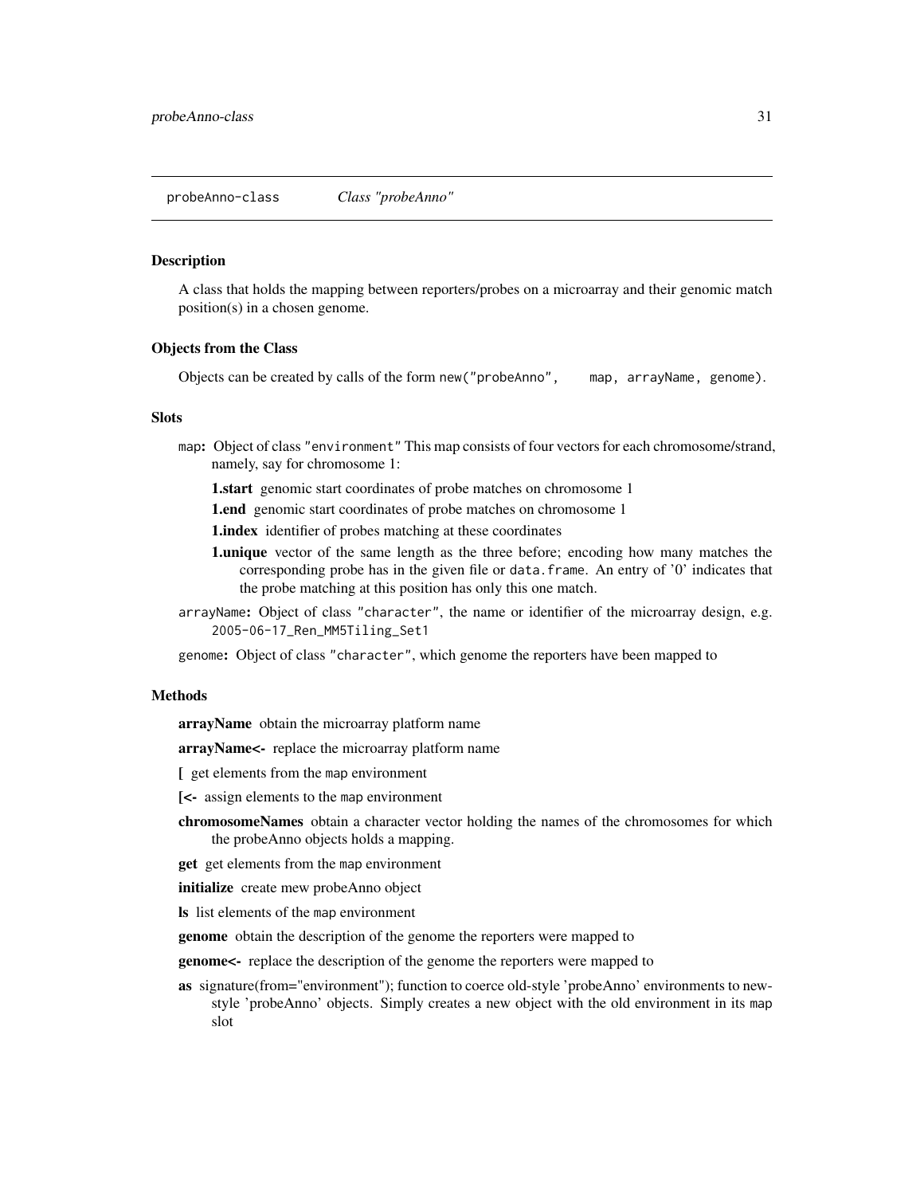## probeAnno-class    *Class "probeAnno"*

### Description

A class that holds the mapping between reporters/probes on a microarray and their genomic match position(s) in a chosen genome.

### Objects from the Class

Objects can be created by calls of the form `new("probeAnno", map, arrayName, genome)`.

### Slots

`map`: Object of class "environment" This map consists of four vectors for each chromosome/strand, namely, say for chromosome 1:

- **1.start** genomic start coordinates of probe matches on chromosome 1
- **1.end** genomic start coordinates of probe matches on chromosome 1
- **1.index** identifier of probes matching at these coordinates
- **1.unique** vector of the same length as the three before; encoding how many matches the corresponding probe has in the given file or `data.frame`. An entry of '0' indicates that the probe matching at this position has only this one match.

`arrayName`: Object of class "character", the name or identifier of the microarray design, e.g. `2005-06-17_Ren_MM5Tiling_Set1`

`genome`: Object of class "character", which genome the reporters have been mapped to

### Methods

**arrayName** obtain the microarray platform name

**arrayName<-** replace the microarray platform name

**[** get elements from the `map` environment

**[<-** assign elements to the `map` environment

**chromosomeNames** obtain a character vector holding the names of the chromosomes for which the probeAnno objects holds a mapping.

**get** get elements from the `map` environment

**initialize** create mew probeAnno object

**ls** list elements of the `map` environment

**genome** obtain the description of the genome the reporters were mapped to

**genome<-** replace the description of the genome the reporters were mapped to

**as** signature(from="environment"); function to coerce old-style 'probeAnno' environments to new-style 'probeAnno' objects. Simply creates a new object with the old environment in its `map` slot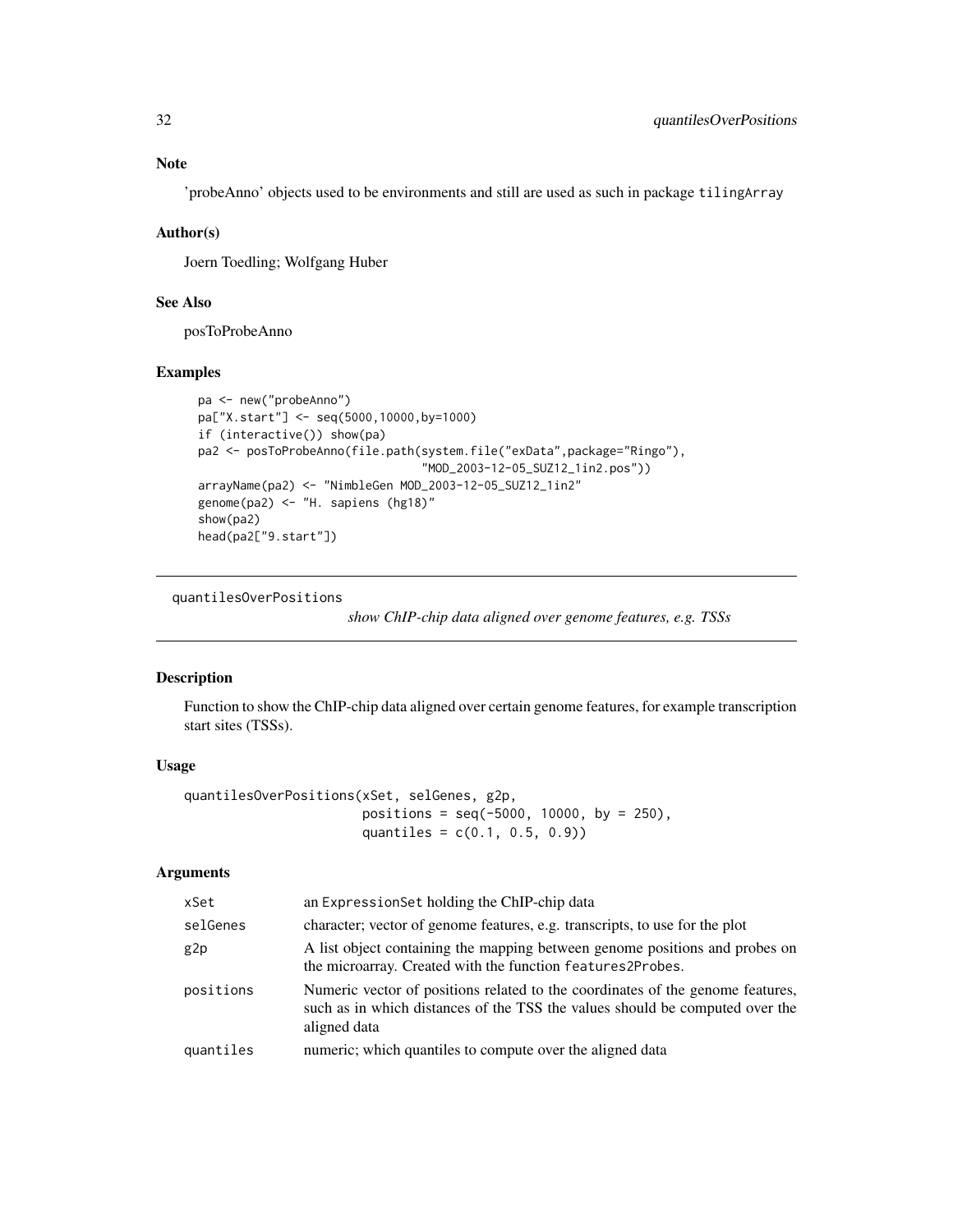## Note

'probeAnno' objects used to be environments and still are used as such in package tilingArray

## Author(s)

Joern Toedling; Wolfgang Huber

## See Also

posToProbeAnno

## Examples

```
pa <- new("probeAnno")
pa["X.start"] <- seq(5000,10000,by=1000)
if (interactive()) show(pa)
pa2 <- posToProbeAnno(file.path(system.file("exData",package="Ringo"),
                              "MOD_2003-12-05_SUZ12_1in2.pos"))
arrayName(pa2) <- "NimbleGen MOD_2003-12-05_SUZ12_1in2"
genome(pa2) <- "H. sapiens (hg18)"
show(pa2)
head(pa2["9.start"])
```

---

# quantilesOverPositions

*show ChIP-chip data aligned over genome features, e.g. TSSs*

## Description

Function to show the ChIP-chip data aligned over certain genome features, for example transcription start sites (TSSs).

## Usage

```
quantilesOverPositions(xSet, selGenes, g2p,
                       positions = seq(-5000, 10000, by = 250),
                       quantiles = c(0.1, 0.5, 0.9))
```

## Arguments

| | |
|---|---|
| xSet | an ExpressionSet holding the ChIP-chip data |
| selGenes | character; vector of genome features, e.g. transcripts, to use for the plot |
| g2p | A list object containing the mapping between genome positions and probes on the microarray. Created with the function features2Probes. |
| positions | Numeric vector of positions related to the coordinates of the genome features, such as in which distances of the TSS the values should be computed over the aligned data |
| quantiles | numeric; which quantiles to compute over the aligned data |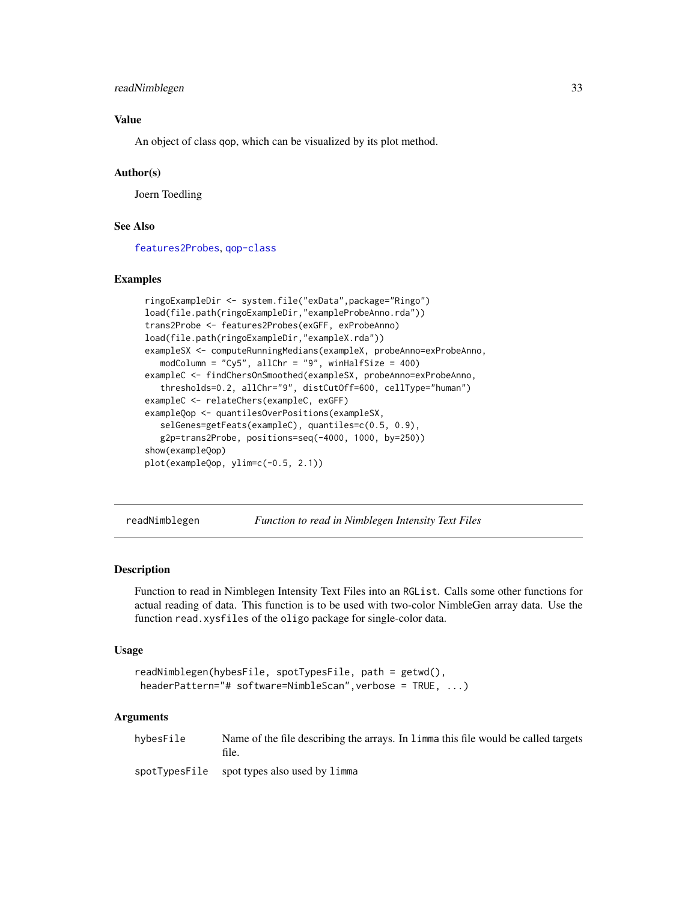### Value

An object of class qop, which can be visualized by its plot method.

### Author(s)

Joern Toedling

### See Also

features2Probes, qop-class

### Examples

```
ringoExampleDir <- system.file("exData",package="Ringo")
load(file.path(ringoExampleDir,"exampleProbeAnno.rda"))
trans2Probe <- features2Probes(exGFF, exProbeAnno)
load(file.path(ringoExampleDir,"exampleX.rda"))
exampleSX <- computeRunningMedians(exampleX, probeAnno=exProbeAnno,
   modColumn = "Cy5", allChr = "9", winHalfSize = 400)
exampleC <- findChersOnSmoothed(exampleSX, probeAnno=exProbeAnno,
   thresholds=0.2, allChr="9", distCutOff=600, cellType="human")
exampleC <- relateChers(exampleC, exGFF)
exampleQop <- quantilesOverPositions(exampleSX,
   selGenes=getFeats(exampleC), quantiles=c(0.5, 0.9),
   g2p=trans2Probe, positions=seq(-4000, 1000, by=250))
show(exampleQop)
plot(exampleQop, ylim=c(-0.5, 2.1))
```

---

## readNimblegen — *Function to read in Nimblegen Intensity Text Files*

---

### Description

Function to read in Nimblegen Intensity Text Files into an RGList. Calls some other functions for actual reading of data. This function is to be used with two-color NimbleGen array data. Use the function read.xysfiles of the oligo package for single-color data.

### Usage

```
readNimblegen(hybesFile, spotTypesFile, path = getwd(),
 headerPattern="# software=NimbleScan",verbose = TRUE, ...)
```

### Arguments

| | |
|---|---|
| hybesFile | Name of the file describing the arrays. In limma this file would be called targets file. |
| spotTypesFile | spot types also used by limma |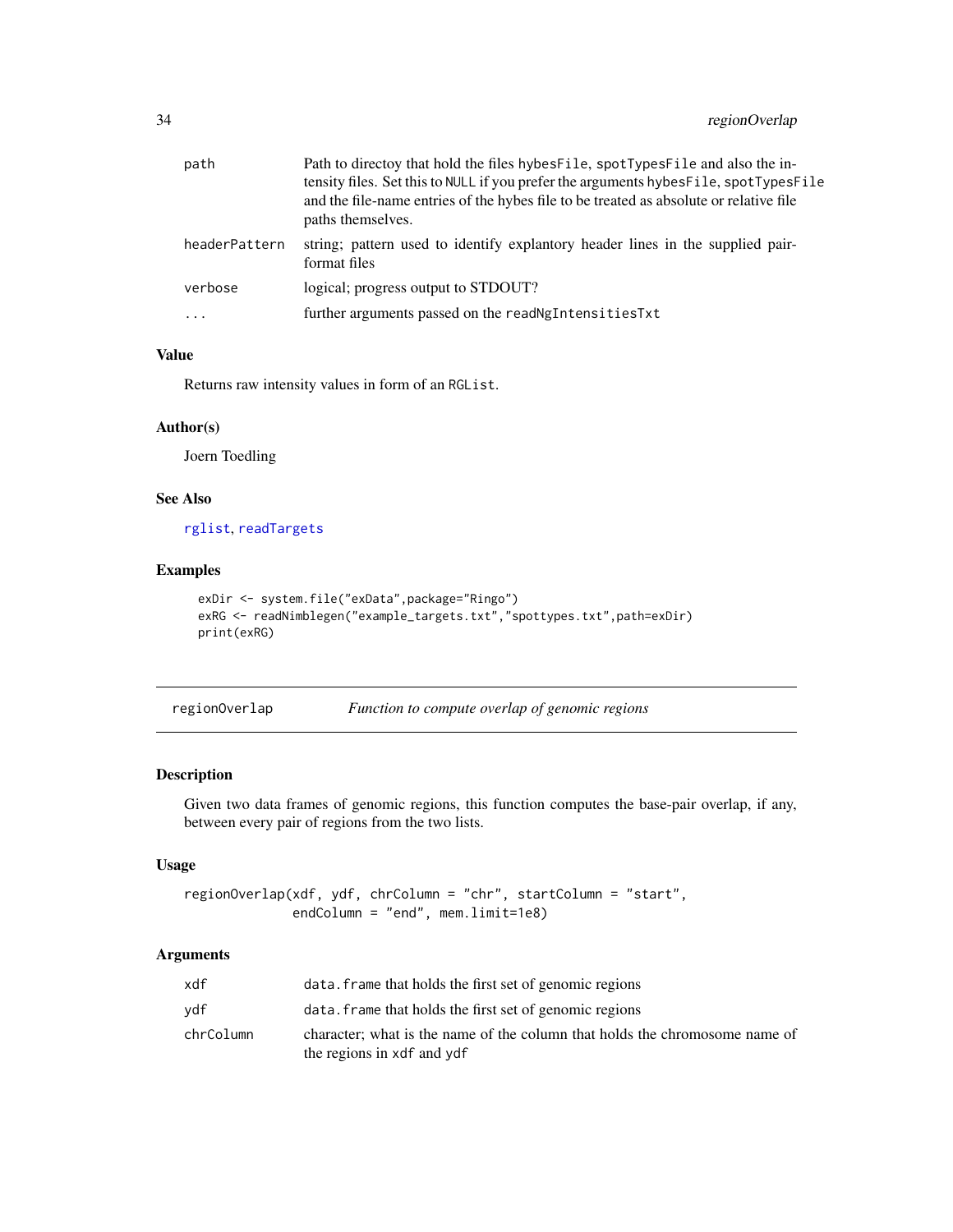| | |
|---|---|
| path | Path to directoy that hold the files hybesFile, spotTypesFile and also the intensity files. Set this to NULL if you prefer the arguments hybesFile, spotTypesFile and the file-name entries of the hybes file to be treated as absolute or relative file paths themselves. |
| headerPattern | string; pattern used to identify explantory header lines in the supplied pair-format files |
| verbose | logical; progress output to STDOUT? |
| ... | further arguments passed on the readNgIntensitiesTxt |

### Value

Returns raw intensity values in form of an RGList.

### Author(s)

Joern Toedling

### See Also

rglist, readTargets

### Examples

```
exDir <- system.file("exData",package="Ringo")
exRG <- readNimblegen("example_targets.txt","spottypes.txt",path=exDir)
print(exRG)
```

---

## regionOverlap    *Function to compute overlap of genomic regions*

---

### Description

Given two data frames of genomic regions, this function computes the base-pair overlap, if any, between every pair of regions from the two lists.

### Usage

```
regionOverlap(xdf, ydf, chrColumn = "chr", startColumn = "start",
              endColumn = "end", mem.limit=1e8)
```

### Arguments

| | |
|---|---|
| xdf | data.frame that holds the first set of genomic regions |
| ydf | data.frame that holds the first set of genomic regions |
| chrColumn | character; what is the name of the column that holds the chromosome name of the regions in xdf and ydf |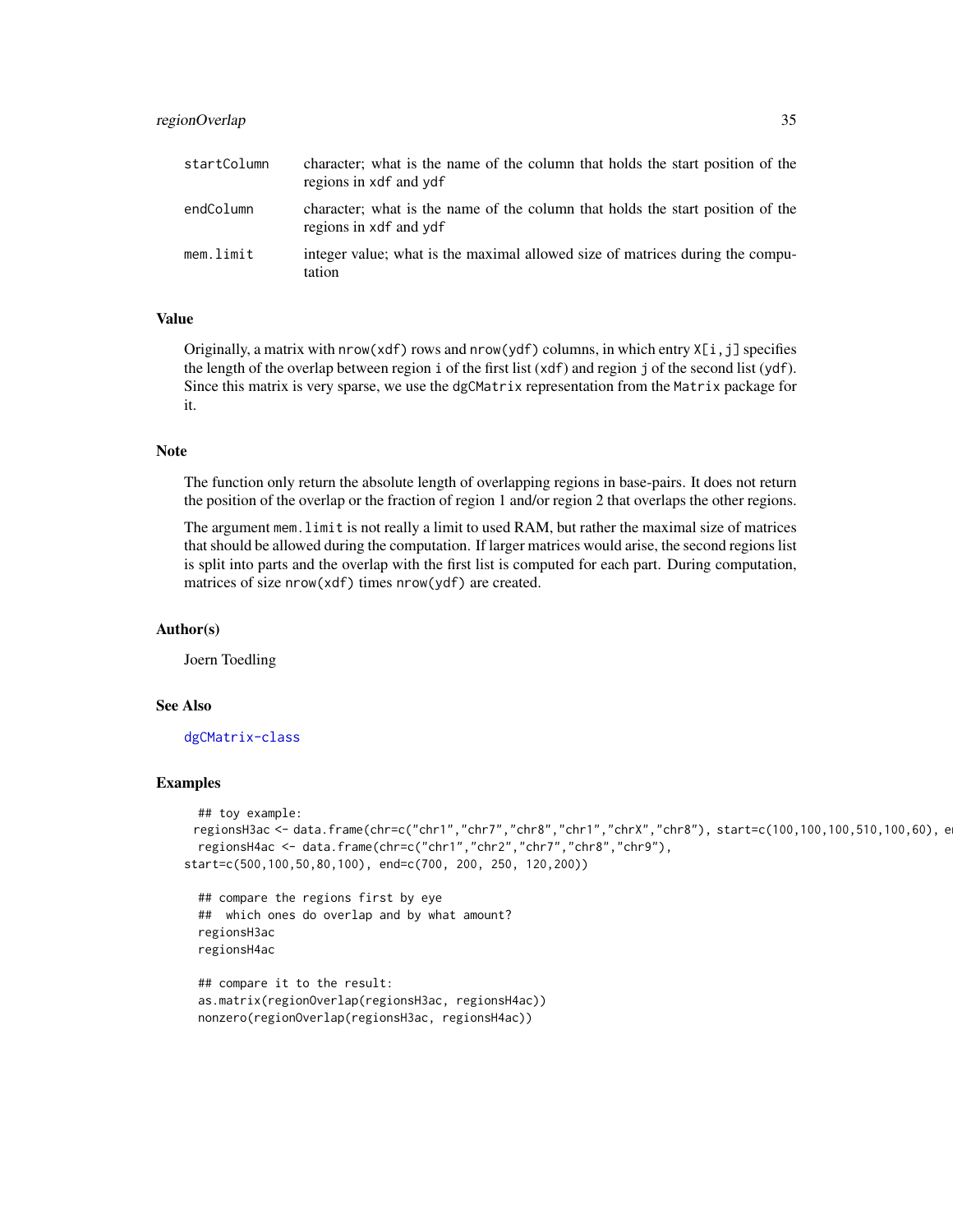| | |
|---|---|
| startColumn | character; what is the name of the column that holds the start position of the regions in xdf and ydf |
| endColumn | character; what is the name of the column that holds the start position of the regions in xdf and ydf |
| mem.limit | integer value; what is the maximal allowed size of matrices during the computation |

## Value

Originally, a matrix with nrow(xdf) rows and nrow(ydf) columns, in which entry X[i,j] specifies the length of the overlap between region i of the first list (xdf) and region j of the second list (ydf). Since this matrix is very sparse, we use the dgCMatrix representation from the Matrix package for it.

## Note

The function only return the absolute length of overlapping regions in base-pairs. It does not return the position of the overlap or the fraction of region 1 and/or region 2 that overlaps the other regions.

The argument mem.limit is not really a limit to used RAM, but rather the maximal size of matrices that should be allowed during the computation. If larger matrices would arise, the second regions list is split into parts and the overlap with the first list is computed for each part. During computation, matrices of size nrow(xdf) times nrow(ydf) are created.

## Author(s)

Joern Toedling

## See Also

dgCMatrix-class

## Examples

```
  ## toy example:
 regionsH3ac <- data.frame(chr=c("chr1","chr7","chr8","chr1","chrX","chr8"), start=c(100,100,100,510,100,60), e
  regionsH4ac <- data.frame(chr=c("chr1","chr2","chr7","chr8","chr9"),
start=c(500,100,50,80,100), end=c(700, 200, 250, 120,200))

  ## compare the regions first by eye
  ##  which ones do overlap and by what amount?
  regionsH3ac
  regionsH4ac

  ## compare it to the result:
  as.matrix(regionOverlap(regionsH3ac, regionsH4ac))
  nonzero(regionOverlap(regionsH3ac, regionsH4ac))
```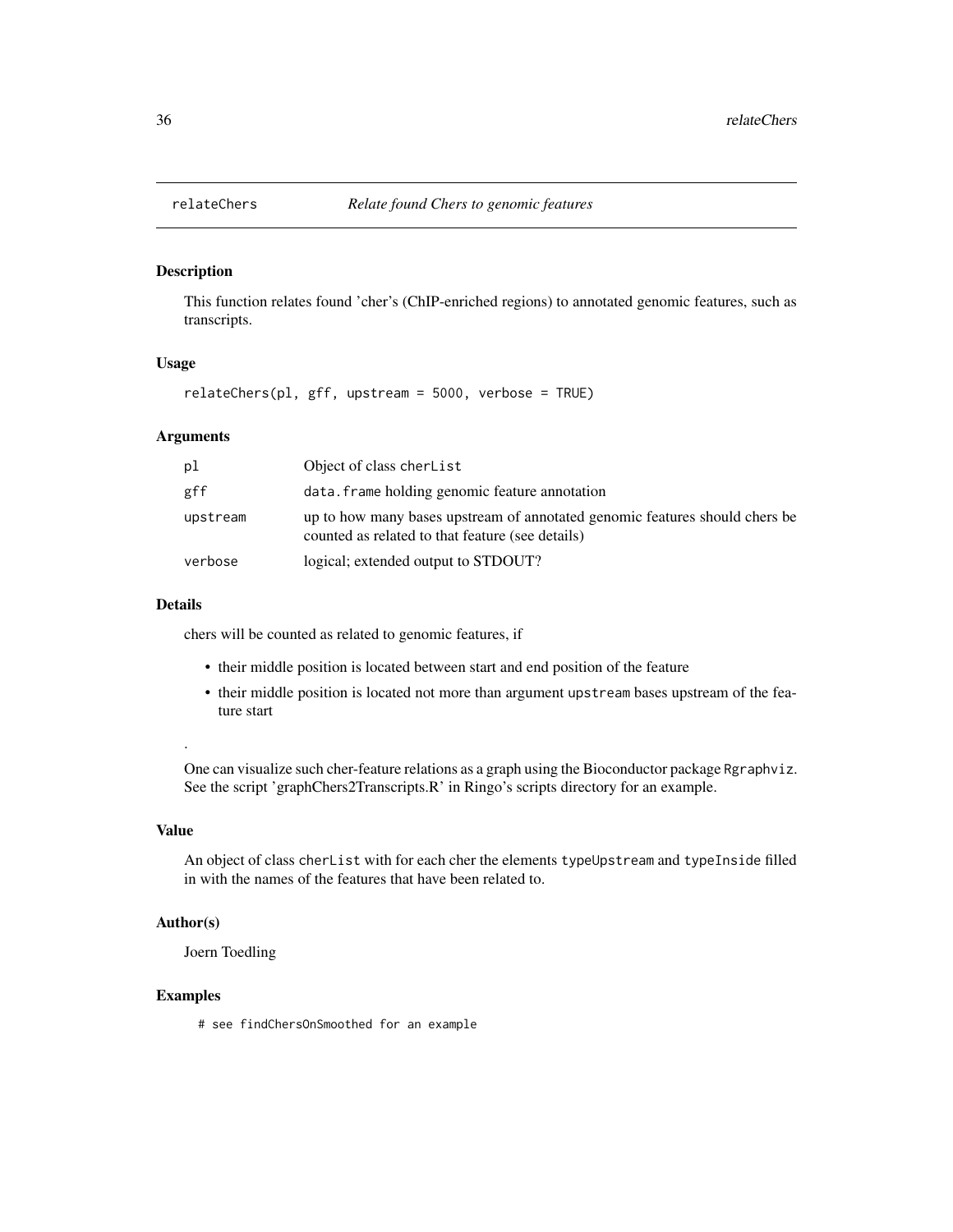# relateChers — *Relate found Chers to genomic features*

## Description

This function relates found 'cher's (ChIP-enriched regions) to annotated genomic features, such as transcripts.

## Usage

```
relateChers(pl, gff, upstream = 5000, verbose = TRUE)
```

## Arguments

| | |
|---|---|
| `pl` | Object of class `cherList` |
| `gff` | `data.frame` holding genomic feature annotation |
| `upstream` | up to how many bases upstream of annotated genomic features should chers be counted as related to that feature (see details) |
| `verbose` | logical; extended output to STDOUT? |

## Details

chers will be counted as related to genomic features, if

- their middle position is located between start and end position of the feature
- their middle position is located not more than argument `upstream` bases upstream of the feature start

.

One can visualize such cher-feature relations as a graph using the Bioconductor package `Rgraphviz`. See the script 'graphChers2Transcripts.R' in Ringo's scripts directory for an example.

## Value

An object of class `cherList` with for each cher the elements `typeUpstream` and `typeInside` filled in with the names of the features that have been related to.

## Author(s)

Joern Toedling

## Examples

```
# see findChersOnSmoothed for an example
```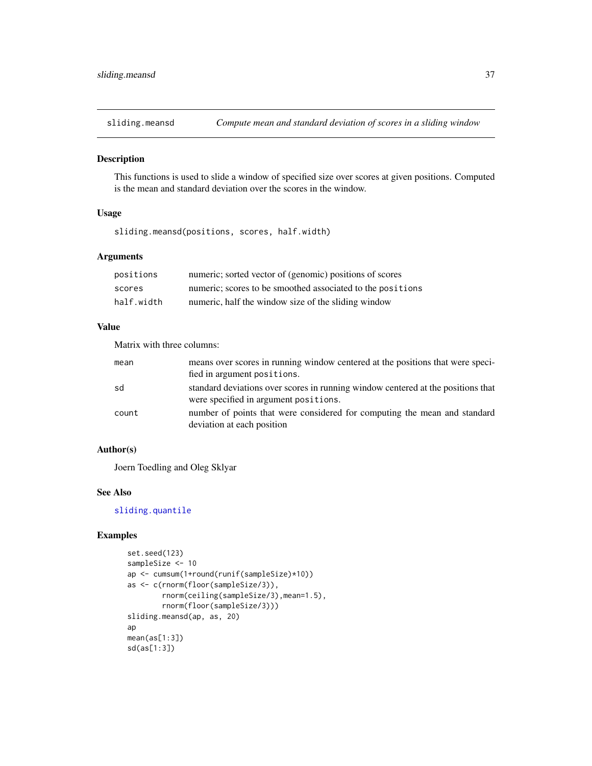## sliding.meansd — *Compute mean and standard deviation of scores in a sliding window*

### Description

This functions is used to slide a window of specified size over scores at given positions. Computed is the mean and standard deviation over the scores in the window.

### Usage

```
sliding.meansd(positions, scores, half.width)
```

### Arguments

| | |
|---|---|
| `positions` | numeric; sorted vector of (genomic) positions of scores |
| `scores` | numeric; scores to be smoothed associated to the `positions` |
| `half.width` | numeric, half the window size of the sliding window |

### Value

Matrix with three columns:

| | |
|---|---|
| `mean` | means over scores in running window centered at the positions that were specified in argument `positions`. |
| `sd` | standard deviations over scores in running window centered at the positions that were specified in argument `positions`. |
| `count` | number of points that were considered for computing the mean and standard deviation at each position |

### Author(s)

Joern Toedling and Oleg Sklyar

### See Also

`sliding.quantile`

### Examples

```
set.seed(123)
sampleSize <- 10
ap <- cumsum(1+round(runif(sampleSize)*10))
as <- c(rnorm(floor(sampleSize/3)),
        rnorm(ceiling(sampleSize/3),mean=1.5),
        rnorm(floor(sampleSize/3)))
sliding.meansd(ap, as, 20)
ap
mean(as[1:3])
sd(as[1:3])
```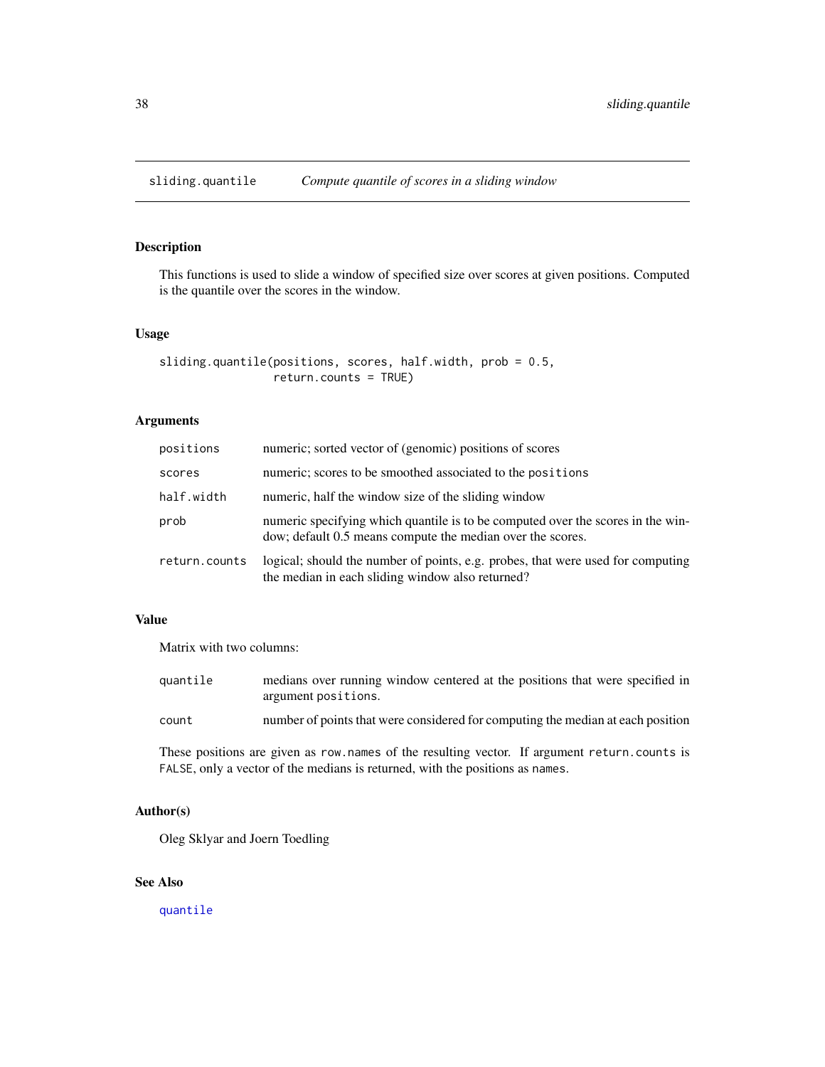## sliding.quantile — *Compute quantile of scores in a sliding window*

### Description

This functions is used to slide a window of specified size over scores at given positions. Computed is the quantile over the scores in the window.

### Usage

```
sliding.quantile(positions, scores, half.width, prob = 0.5,
                 return.counts = TRUE)
```

### Arguments

| | |
|---|---|
| `positions` | numeric; sorted vector of (genomic) positions of scores |
| `scores` | numeric; scores to be smoothed associated to the `positions` |
| `half.width` | numeric, half the window size of the sliding window |
| `prob` | numeric specifying which quantile is to be computed over the scores in the window; default 0.5 means compute the median over the scores. |
| `return.counts` | logical; should the number of points, e.g. probes, that were used for computing the median in each sliding window also returned? |

### Value

Matrix with two columns:

| | |
|---|---|
| `quantile` | medians over running window centered at the positions that were specified in argument `positions`. |
| `count` | number of points that were considered for computing the median at each position |

These positions are given as `row.names` of the resulting vector. If argument `return.counts` is `FALSE`, only a vector of the medians is returned, with the positions as `names`.

### Author(s)

Oleg Sklyar and Joern Toedling

### See Also

`quantile`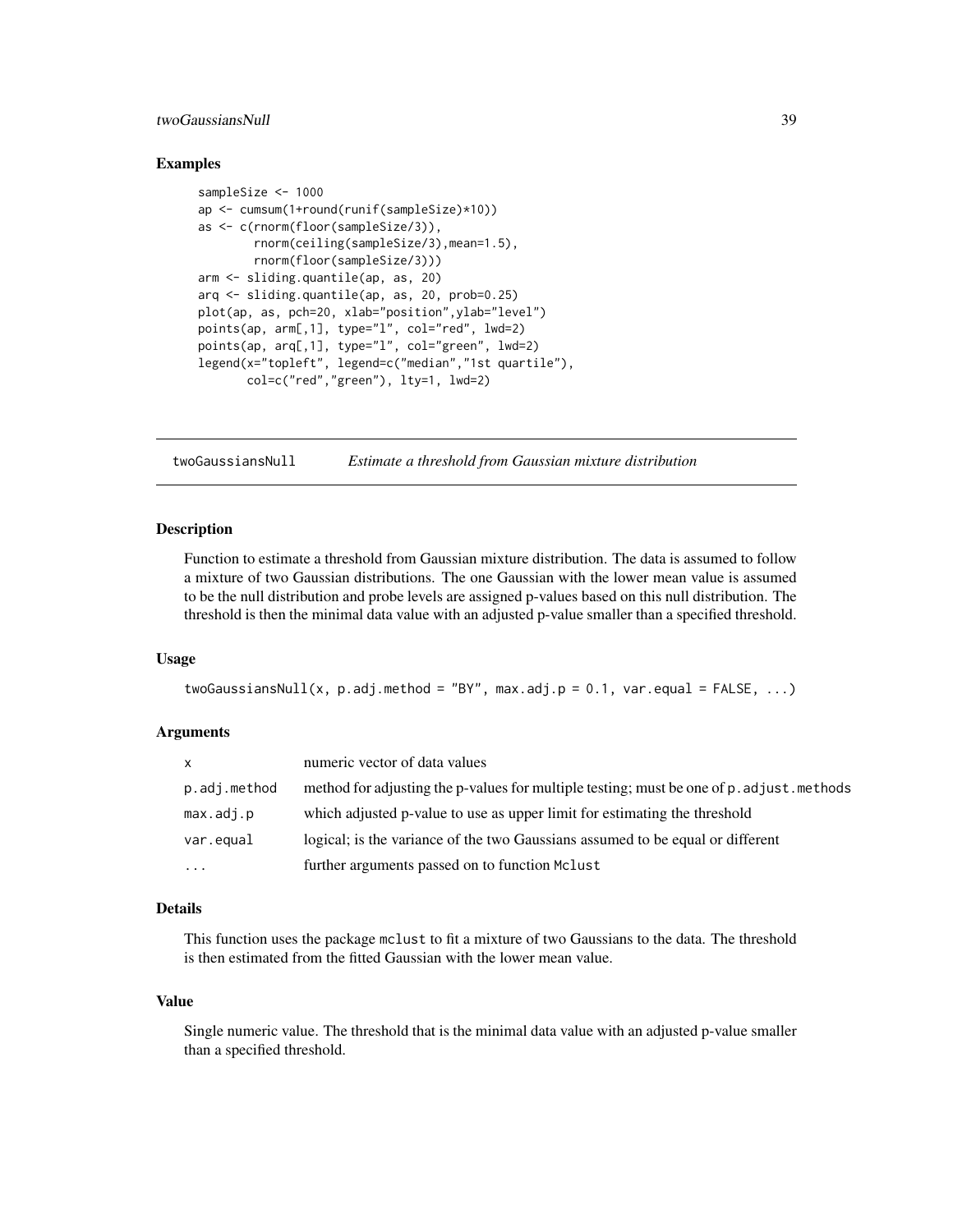### Examples

```
sampleSize <- 1000
ap <- cumsum(1+round(runif(sampleSize)*10))
as <- c(rnorm(floor(sampleSize/3)),
        rnorm(ceiling(sampleSize/3),mean=1.5),
        rnorm(floor(sampleSize/3)))
arm <- sliding.quantile(ap, as, 20)
arq <- sliding.quantile(ap, as, 20, prob=0.25)
plot(ap, as, pch=20, xlab="position",ylab="level")
points(ap, arm[,1], type="l", col="red", lwd=2)
points(ap, arq[,1], type="l", col="green", lwd=2)
legend(x="topleft", legend=c("median","1st quartile"),
       col=c("red","green"), lty=1, lwd=2)
```

---

## twoGaussiansNull    *Estimate a threshold from Gaussian mixture distribution*

---

### Description

Function to estimate a threshold from Gaussian mixture distribution. The data is assumed to follow a mixture of two Gaussian distributions. The one Gaussian with the lower mean value is assumed to be the null distribution and probe levels are assigned p-values based on this null distribution. The threshold is then the minimal data value with an adjusted p-value smaller than a specified threshold.

### Usage

```
twoGaussiansNull(x, p.adj.method = "BY", max.adj.p = 0.1, var.equal = FALSE, ...)
```

### Arguments

| | |
|---|---|
| `x` | numeric vector of data values |
| `p.adj.method` | method for adjusting the p-values for multiple testing; must be one of `p.adjust.methods` |
| `max.adj.p` | which adjusted p-value to use as upper limit for estimating the threshold |
| `var.equal` | logical; is the variance of the two Gaussians assumed to be equal or different |
| `...` | further arguments passed on to function `Mclust` |

### Details

This function uses the package `mclust` to fit a mixture of two Gaussians to the data. The threshold is then estimated from the fitted Gaussian with the lower mean value.

### Value

Single numeric value. The threshold that is the minimal data value with an adjusted p-value smaller than a specified threshold.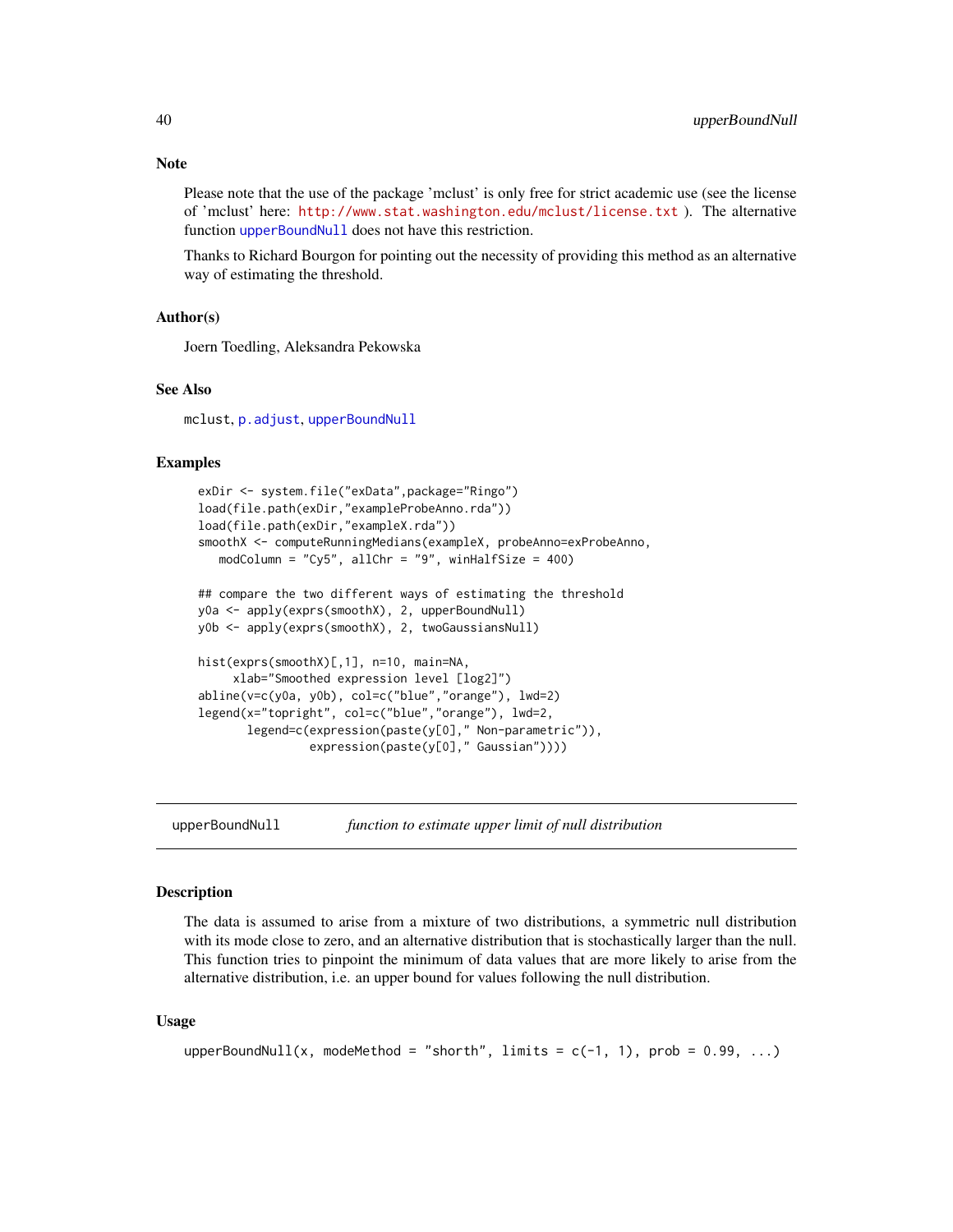## Note

Please note that the use of the package 'mclust' is only free for strict academic use (see the license of 'mclust' here: http://www.stat.washington.edu/mclust/license.txt ). The alternative function `upperBoundNull` does not have this restriction.

Thanks to Richard Bourgon for pointing out the necessity of providing this method as an alternative way of estimating the threshold.

## Author(s)

Joern Toedling, Aleksandra Pekowska

## See Also

`mclust`, `p.adjust`, `upperBoundNull`

## Examples

```
exDir <- system.file("exData",package="Ringo")
load(file.path(exDir,"exampleProbeAnno.rda"))
load(file.path(exDir,"exampleX.rda"))
smoothX <- computeRunningMedians(exampleX, probeAnno=exProbeAnno,
   modColumn = "Cy5", allChr = "9", winHalfSize = 400)

## compare the two different ways of estimating the threshold
y0a <- apply(exprs(smoothX), 2, upperBoundNull)
y0b <- apply(exprs(smoothX), 2, twoGaussiansNull)

hist(exprs(smoothX)[,1], n=10, main=NA,
     xlab="Smoothed expression level [log2]")
abline(v=c(y0a, y0b), col=c("blue","orange"), lwd=2)
legend(x="topright", col=c("blue","orange"), lwd=2,
       legend=c(expression(paste(y[0]," Non-parametric")),
                expression(paste(y[0]," Gaussian"))))
```

---

# upperBoundNull — *function to estimate upper limit of null distribution*

## Description

The data is assumed to arise from a mixture of two distributions, a symmetric null distribution with its mode close to zero, and an alternative distribution that is stochastically larger than the null. This function tries to pinpoint the minimum of data values that are more likely to arise from the alternative distribution, i.e. an upper bound for values following the null distribution.

## Usage

```
upperBoundNull(x, modeMethod = "shorth", limits = c(-1, 1), prob = 0.99, ...)
```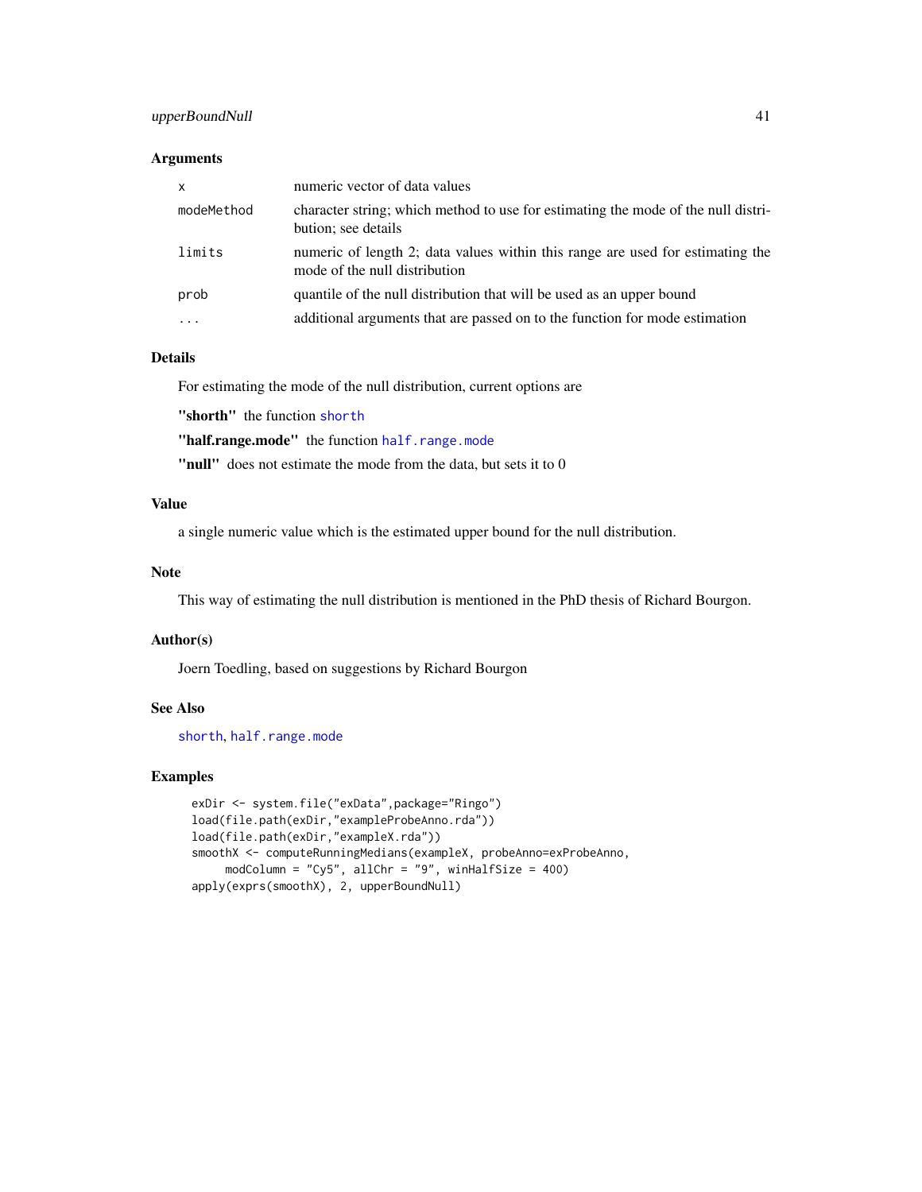### Arguments

| | |
|---|---|
| `x` | numeric vector of data values |
| `modeMethod` | character string; which method to use for estimating the mode of the null distribution; see details |
| `limits` | numeric of length 2; data values within this range are used for estimating the mode of the null distribution |
| `prob` | quantile of the null distribution that will be used as an upper bound |
| `...` | additional arguments that are passed on to the function for mode estimation |

### Details

For estimating the mode of the null distribution, current options are

**"shorth"** the function `shorth`

**"half.range.mode"** the function `half.range.mode`

**"null"** does not estimate the mode from the data, but sets it to 0

### Value

a single numeric value which is the estimated upper bound for the null distribution.

### Note

This way of estimating the null distribution is mentioned in the PhD thesis of Richard Bourgon.

### Author(s)

Joern Toedling, based on suggestions by Richard Bourgon

### See Also

`shorth`, `half.range.mode`

### Examples

```
exDir <- system.file("exData",package="Ringo")
load(file.path(exDir,"exampleProbeAnno.rda"))
load(file.path(exDir,"exampleX.rda"))
smoothX <- computeRunningMedians(exampleX, probeAnno=exProbeAnno,
     modColumn = "Cy5", allChr = "9", winHalfSize = 400)
apply(exprs(smoothX), 2, upperBoundNull)
```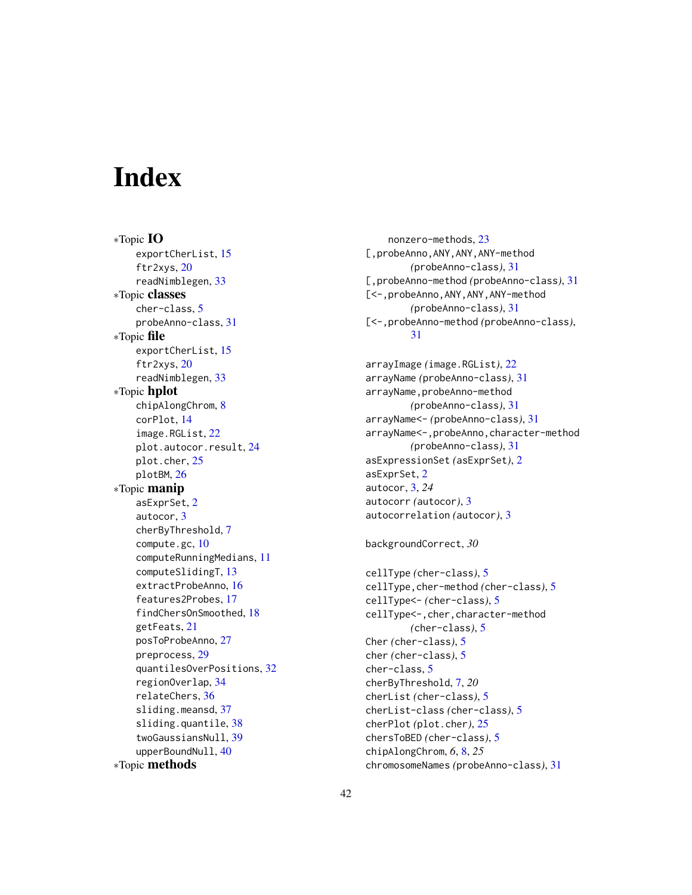# Index

*Topic **IO**
- exportCherList, 15
- ftr2xys, 20
- readNimblegen, 33

*Topic **classes**
- cher-class, 5
- probeAnno-class, 31

*Topic **file**
- exportCherList, 15
- ftr2xys, 20
- readNimblegen, 33

*Topic **hplot**
- chipAlongChrom, 8
- corPlot, 14
- image.RGList, 22
- plot.autocor.result, 24
- plot.cher, 25
- plotBM, 26

*Topic **manip**
- asExprSet, 2
- autocor, 3
- cherByThreshold, 7
- compute.gc, 10
- computeRunningMedians, 11
- computeSlidingT, 13
- extractProbeAnno, 16
- features2Probes, 17
- findChersOnSmoothed, 18
- getFeats, 21
- posToProbeAnno, 27
- preprocess, 29
- quantilesOverPositions, 32
- regionOverlap, 34
- relateChers, 36
- sliding.meansd, 37
- sliding.quantile, 38
- twoGaussiansNull, 39
- upperBoundNull, 40

*Topic **methods**
- nonzero-methods, 23

[,probeAnno,ANY,ANY,ANY-method *(probeAnno-class)*, 31
[,probeAnno-method *(probeAnno-class)*, 31
[<-,probeAnno,ANY,ANY,ANY-method *(probeAnno-class)*, 31
[<-,probeAnno-method *(probeAnno-class)*, 31

arrayImage *(image.RGList)*, 22
arrayName *(probeAnno-class)*, 31
arrayName,probeAnno-method *(probeAnno-class)*, 31
arrayName<- *(probeAnno-class)*, 31
arrayName<-,probeAnno,character-method *(probeAnno-class)*, 31
asExpressionSet *(asExprSet)*, 2
asExprSet, 2
autocor, 3, *24*
autocorr *(autocor)*, 3
autocorrelation *(autocor)*, 3

backgroundCorrect, *30*

cellType *(cher-class)*, 5
cellType,cher-method *(cher-class)*, 5
cellType<- *(cher-class)*, 5
cellType<-,cher,character-method *(cher-class)*, 5
Cher *(cher-class)*, 5
cher *(cher-class)*, 5
cher-class, 5
cherByThreshold, 7, *20*
cherList *(cher-class)*, 5
cherList-class *(cher-class)*, 5
cherPlot *(plot.cher)*, 25
chersToBED *(cher-class)*, 5
chipAlongChrom, *6*, 8, *25*
chromosomeNames *(probeAnno-class)*, 31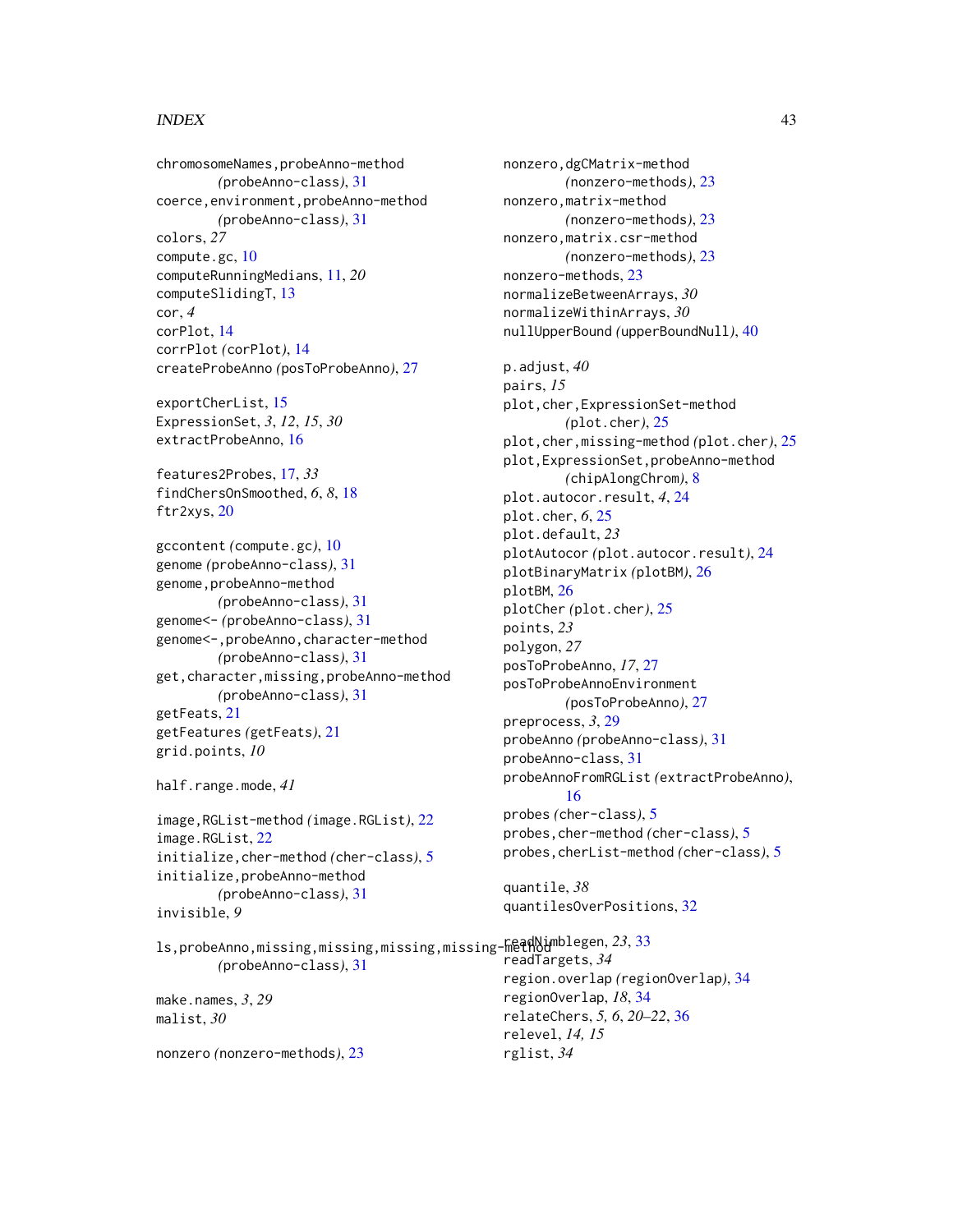chromosomeNames,probeAnno-method
*(probeAnno-class)*, 31
coerce,environment,probeAnno-method
*(probeAnno-class)*, 31
colors, *27*
compute.gc, 10
computeRunningMedians, 11, *20*
computeSlidingT, 13
cor, *4*
corPlot, 14
corrPlot *(corPlot)*, 14
createProbeAnno *(posToProbeAnno)*, 27

exportCherList, 15
ExpressionSet, *3*, *12*, *15*, *30*
extractProbeAnno, 16

features2Probes, 17, *33*
findChersOnSmoothed, *6*, *8*, 18
ftr2xys, 20

gccontent *(compute.gc)*, 10
genome *(probeAnno-class)*, 31
genome,probeAnno-method
*(probeAnno-class)*, 31
genome<- *(probeAnno-class)*, 31
genome<-,probeAnno,character-method
*(probeAnno-class)*, 31
get,character,missing,probeAnno-method
*(probeAnno-class)*, 31
getFeats, 21
getFeatures *(getFeats)*, 21
grid.points, *10*

half.range.mode, *41*

image,RGList-method *(image.RGList)*, 22
image.RGList, 22
initialize,cher-method *(cher-class)*, 5
initialize,probeAnno-method
*(probeAnno-class)*, 31
invisible, *9*

ls,probeAnno,missing,missing,missing,missing-method
*(probeAnno-class)*, 31

make.names, *3*, *29*
malist, *30*

nonzero *(nonzero-methods)*, 23
nonzero,dgCMatrix-method
*(nonzero-methods)*, 23
nonzero,matrix-method
*(nonzero-methods)*, 23
nonzero,matrix.csr-method
*(nonzero-methods)*, 23
nonzero-methods, 23
normalizeBetweenArrays, *30*
normalizeWithinArrays, *30*
nullUpperBound *(upperBoundNull)*, 40

p.adjust, *40*
pairs, *15*
plot,cher,ExpressionSet-method
*(plot.cher)*, 25
plot,cher,missing-method *(plot.cher)*, 25
plot,ExpressionSet,probeAnno-method
*(chipAlongChrom)*, 8
plot.autocor.result, *4*, 24
plot.cher, *6*, 25
plot.default, *23*
plotAutocor *(plot.autocor.result)*, 24
plotBinaryMatrix *(plotBM)*, 26
plotBM, 26
plotCher *(plot.cher)*, 25
points, *23*
polygon, *27*
posToProbeAnno, *17*, 27
posToProbeAnnoEnvironment
*(posToProbeAnno)*, 27
preprocess, *3*, 29
probeAnno *(probeAnno-class)*, 31
probeAnno-class, 31
probeAnnoFromRGList *(extractProbeAnno)*,
16
probes *(cher-class)*, 5
probes,cher-method *(cher-class)*, 5
probes,cherList-method *(cher-class)*, 5

quantile, *38*
quantilesOverPositions, 32

readNimblegen, *23*, 33
readTargets, *34*
region.overlap *(regionOverlap)*, 34
regionOverlap, *18*, 34
relateChers, *5*, *6*, *20–22*, 36
relevel, *14*, *15*
rglist, *34*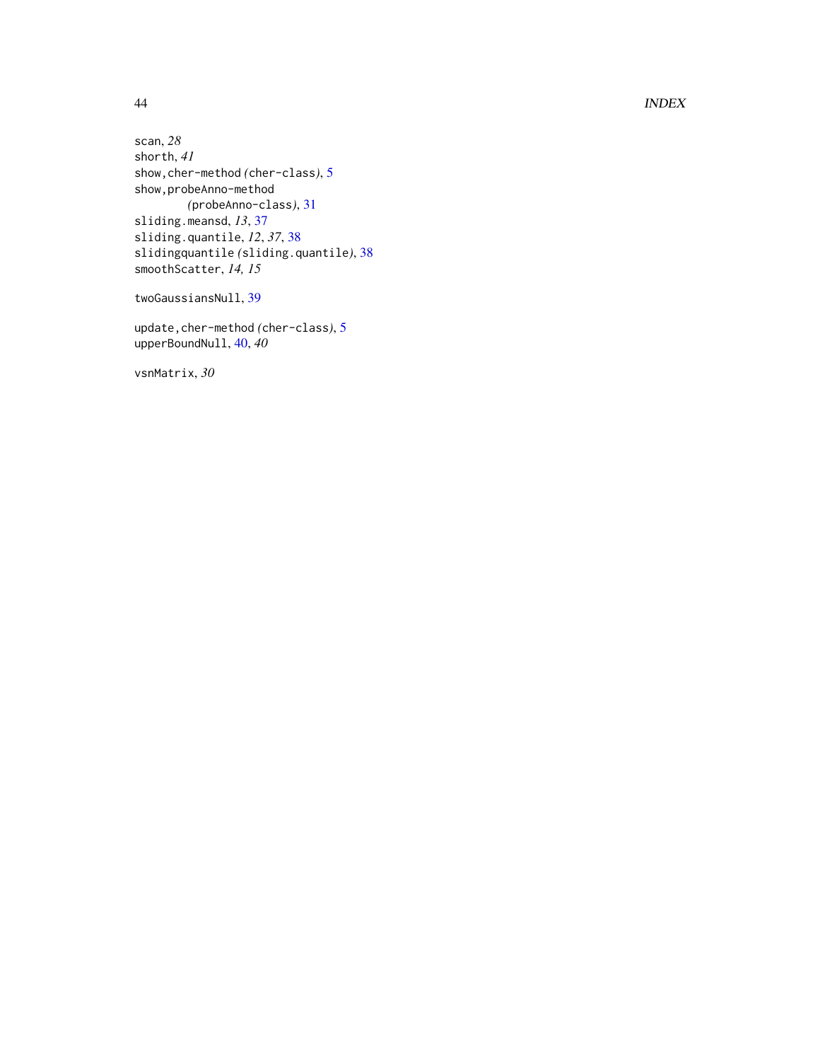scan, *28*
shorth, *41*
show,cher-method *(*cher-class*)*, 5
show,probeAnno-method
  *(*probeAnno-class*)*, 31
sliding.meansd, *13*, 37
sliding.quantile, *12*, *37*, 38
slidingquantile *(*sliding.quantile*)*, 38
smoothScatter, *14, 15*

twoGaussiansNull, 39

update,cher-method *(*cher-class*)*, 5
upperBoundNull, 40, *40*

vsnMatrix, *30*